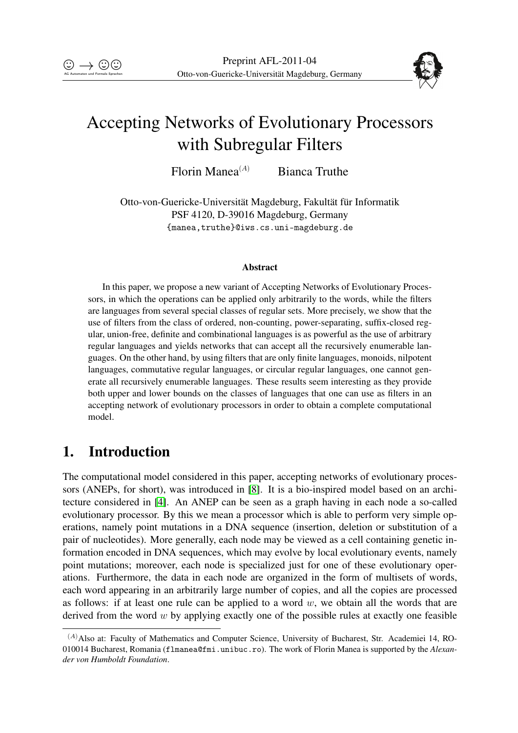# Accepting Networks of Evolutionary Processors with Subregular Filters

Florin Manea[(A)] Bianca Truthe

Otto-von-Guericke-Universität Magdeburg, Fakultät für Informatik
PSF 4120, D-39016 Magdeburg, Germany
{manea,truthe}@iws.cs.uni-magdeburg.de

### Abstract

In this paper, we propose a new variant of Accepting Networks of Evolutionary Processors, in which the operations can be applied only arbitrarily to the words, while the filters are languages from several special classes of regular sets. More precisely, we show that the use of filters from the class of ordered, non-counting, power-separating, suffix-closed regular, union-free, definite and combinational languages is as powerful as the use of arbitrary regular languages and yields networks that can accept all the recursively enumerable languages. On the other hand, by using filters that are only finite languages, monoids, nilpotent languages, commutative regular languages, or circular regular languages, one cannot generate all recursively enumerable languages. These results seem interesting as they provide both upper and lower bounds on the classes of languages that one can use as filters in an accepting network of evolutionary processors in order to obtain a complete computational model.

## 1. Introduction

The computational model considered in this paper, accepting networks of evolutionary processors (ANEPs, for short), was introduced in [8]. It is a bio-inspired model based on an architecture considered in [4]. An ANEP can be seen as a graph having in each node a so-called evolutionary processor. By this we mean a processor which is able to perform very simple operations, namely point mutations in a DNA sequence (insertion, deletion or substitution of a pair of nucleotides). More generally, each node may be viewed as a cell containing genetic information encoded in DNA sequences, which may evolve by local evolutionary events, namely point mutations; moreover, each node is specialized just for one of these evolutionary operations. Furthermore, the data in each node are organized in the form of multisets of words, each word appearing in an arbitrarily large number of copies, and all the copies are processed as follows: if at least one rule can be applied to a word $w$, we obtain all the words that are derived from the word $w$ by applying exactly one of the possible rules at exactly one feasible

---

[(A)] Also at: Faculty of Mathematics and Computer Science, University of Bucharest, Str. Academiei 14, RO-010014 Bucharest, Romania (flmanea@fmi.unibuc.ro). The work of Florin Manea is supported by the *Alexander von Humboldt Foundation*.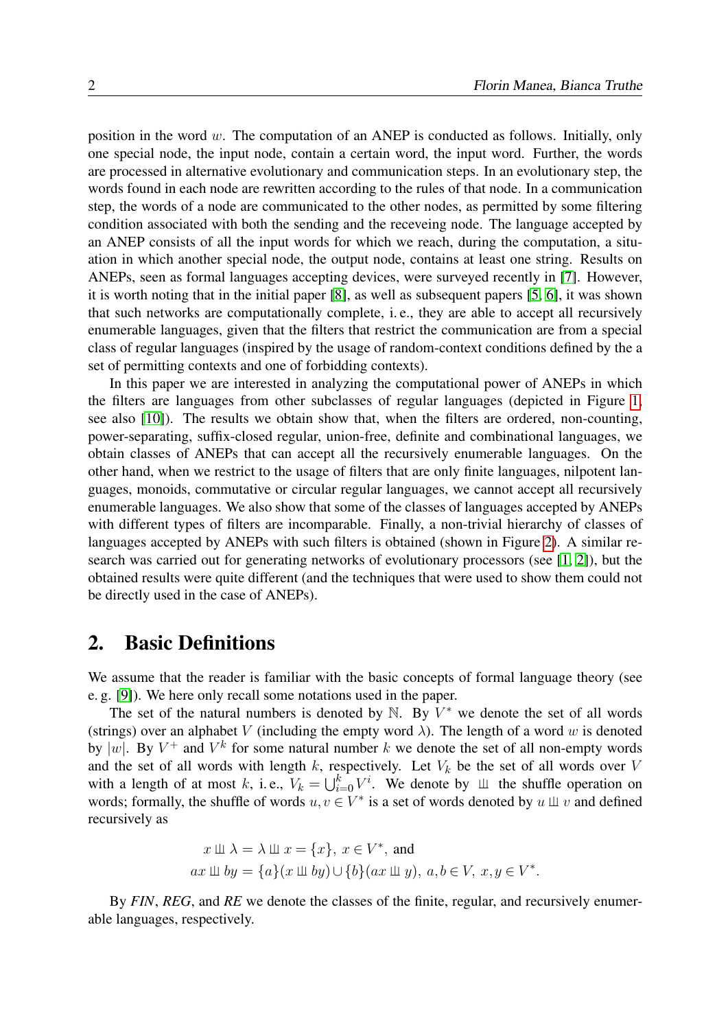position in the word $w$. The computation of an ANEP is conducted as follows. Initially, only one special node, the input node, contain a certain word, the input word. Further, the words are processed in alternative evolutionary and communication steps. In an evolutionary step, the words found in each node are rewritten according to the rules of that node. In a communication step, the words of a node are communicated to the other nodes, as permitted by some filtering condition associated with both the sending and the receveing node. The language accepted by an ANEP consists of all the input words for which we reach, during the computation, a situation in which another special node, the output node, contains at least one string. Results on ANEPs, seen as formal languages accepting devices, were surveyed recently in [7]. However, it is worth noting that in the initial paper [8], as well as subsequent papers [5, 6], it was shown that such networks are computationally complete, i. e., they are able to accept all recursively enumerable languages, given that the filters that restrict the communication are from a special class of regular languages (inspired by the usage of random-context conditions defined by the a set of permitting contexts and one of forbidding contexts).

In this paper we are interested in analyzing the computational power of ANEPs in which the filters are languages from other subclasses of regular languages (depicted in Figure 1, see also [10]). The results we obtain show that, when the filters are ordered, non-counting, power-separating, suffix-closed regular, union-free, definite and combinational languages, we obtain classes of ANEPs that can accept all the recursively enumerable languages. On the other hand, when we restrict to the usage of filters that are only finite languages, nilpotent languages, monoids, commutative or circular regular languages, we cannot accept all recursively enumerable languages. We also show that some of the classes of languages accepted by ANEPs with different types of filters are incomparable. Finally, a non-trivial hierarchy of classes of languages accepted by ANEPs with such filters is obtained (shown in Figure 2). A similar research was carried out for generating networks of evolutionary processors (see [1, 2]), but the obtained results were quite different (and the techniques that were used to show them could not be directly used in the case of ANEPs).

## 2. Basic Definitions

We assume that the reader is familiar with the basic concepts of formal language theory (see e. g. [9]). We here only recall some notations used in the paper.

The set of the natural numbers is denoted by $\mathbb{N}$. By $V^*$ we denote the set of all words (strings) over an alphabet $V$ (including the empty word $\lambda$). The length of a word $w$ is denoted by $|w|$. By $V^+$ and $V^k$ for some natural number $k$ we denote the set of all non-empty words and the set of all words with length $k$, respectively. Let $V_k$ be the set of all words over $V$ with a length of at most $k$, i. e., $V_k = \bigcup_{i=0}^{k} V^i$. We denote by $\sqcup\!\sqcup$ the shuffle operation on words; formally, the shuffle of words $u, v \in V^*$ is a set of words denoted by $u \sqcup\!\sqcup v$ and defined recursively as

$$x \sqcup\!\sqcup \lambda = \lambda \sqcup\!\sqcup x = \{x\},\ x \in V^*, \text{ and}$$
$$ax \sqcup\!\sqcup by = \{a\}(x \sqcup\!\sqcup by) \cup \{b\}(ax \sqcup\!\sqcup y),\ a,b \in V,\ x,y \in V^*.$$

By *FIN*, *REG*, and *RE* we denote the classes of the finite, regular, and recursively enumerable languages, respectively.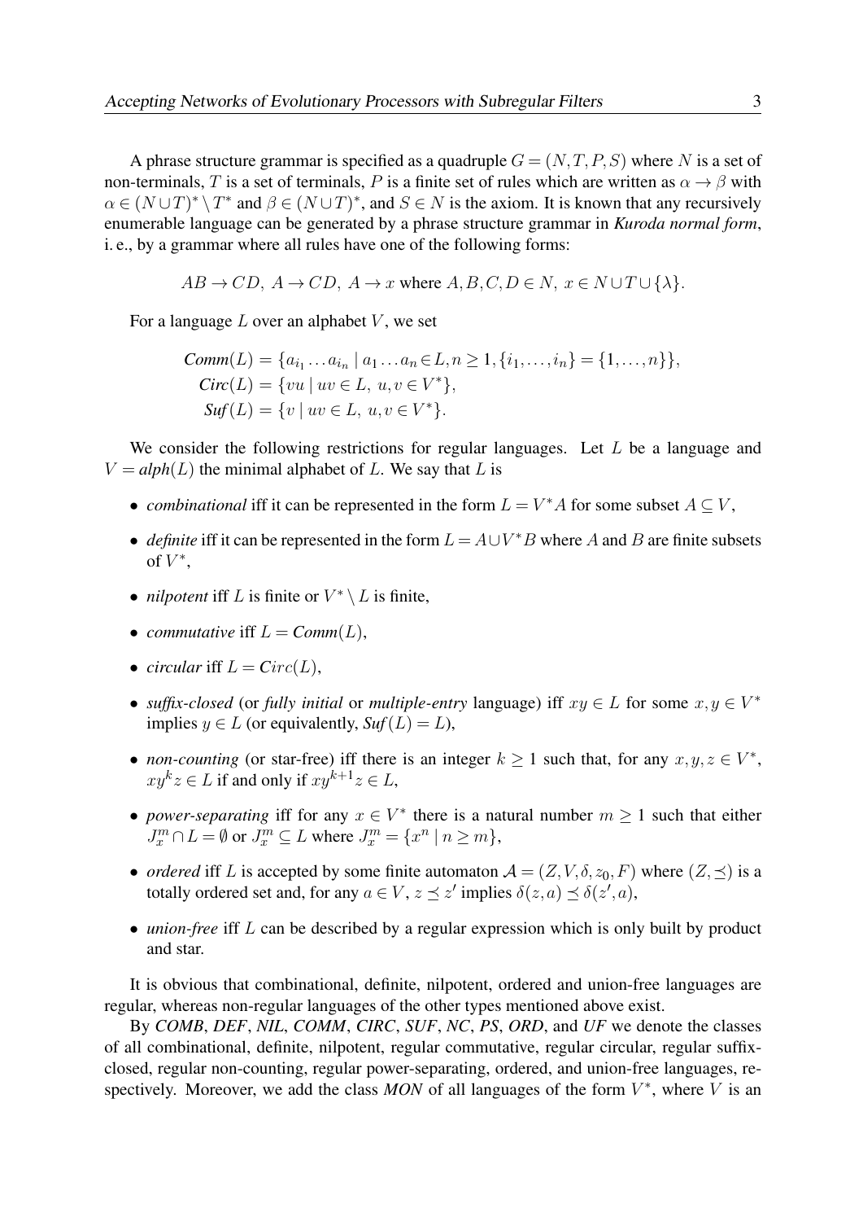A phrase structure grammar is specified as a quadruple $G = (N, T, P, S)$ where $N$ is a set of non-terminals, $T$ is a set of terminals, $P$ is a finite set of rules which are written as $\alpha \to \beta$ with $\alpha \in (N \cup T)^* \setminus T^*$ and $\beta \in (N \cup T)^*$, and $S \in N$ is the axiom. It is known that any recursively enumerable language can be generated by a phrase structure grammar in *Kuroda normal form*, i. e., by a grammar where all rules have one of the following forms:

$$AB \to CD,\ A \to CD,\ A \to x \text{ where } A, B, C, D \in N,\ x \in N \cup T \cup \{\lambda\}.$$

For a language $L$ over an alphabet $V$, we set

$$\begin{aligned}
\textit{Comm}(L) &= \{a_{i_1} \dots a_{i_n} \mid a_1 \dots a_n \in L, n \geq 1, \{i_1, \dots, i_n\} = \{1, \dots, n\}\},\\
\textit{Circ}(L) &= \{vu \mid uv \in L,\ u, v \in V^*\},\\
\textit{Suf}(L) &= \{v \mid uv \in L,\ u, v \in V^*\}.
\end{aligned}$$

We consider the following restrictions for regular languages. Let $L$ be a language and $V = \textit{alph}(L)$ the minimal alphabet of $L$. We say that $L$ is

- *combinational* iff it can be represented in the form $L = V^*A$ for some subset $A \subseteq V$,
- *definite* iff it can be represented in the form $L = A \cup V^*B$ where $A$ and $B$ are finite subsets of $V^*$,
- *nilpotent* iff $L$ is finite or $V^* \setminus L$ is finite,
- *commutative* iff $L = \textit{Comm}(L)$,
- *circular* iff $L = \textit{Circ}(L)$,
- *suffix-closed* (or *fully initial* or *multiple-entry* language) iff $xy \in L$ for some $x, y \in V^*$ implies $y \in L$ (or equivalently, $\textit{Suf}(L) = L$),
- *non-counting* (or star-free) iff there is an integer $k \geq 1$ such that, for any $x, y, z \in V^*$, $xy^kz \in L$ if and only if $xy^{k+1}z \in L$,
- *power-separating* iff for any $x \in V^*$ there is a natural number $m \geq 1$ such that either $J_x^m \cap L = \emptyset$ or $J_x^m \subseteq L$ where $J_x^m = \{x^n \mid n \geq m\}$,
- *ordered* iff $L$ is accepted by some finite automaton $\mathcal{A} = (Z, V, \delta, z_0, F)$ where $(Z, \preceq)$ is a totally ordered set and, for any $a \in V$, $z \preceq z'$ implies $\delta(z, a) \preceq \delta(z', a)$,
- *union-free* iff $L$ can be described by a regular expression which is only built by product and star.

It is obvious that combinational, definite, nilpotent, ordered and union-free languages are regular, whereas non-regular languages of the other types mentioned above exist.

By ***COMB***, ***DEF***, ***NIL***, ***COMM***, ***CIRC***, ***SUF***, ***NC***, ***PS***, ***ORD***, and ***UF*** we denote the classes of all combinational, definite, nilpotent, regular commutative, regular circular, regular suffix-closed, regular non-counting, regular power-separating, ordered, and union-free languages, respectively. Moreover, we add the class ***MON*** of all languages of the form $V^*$, where $V$ is an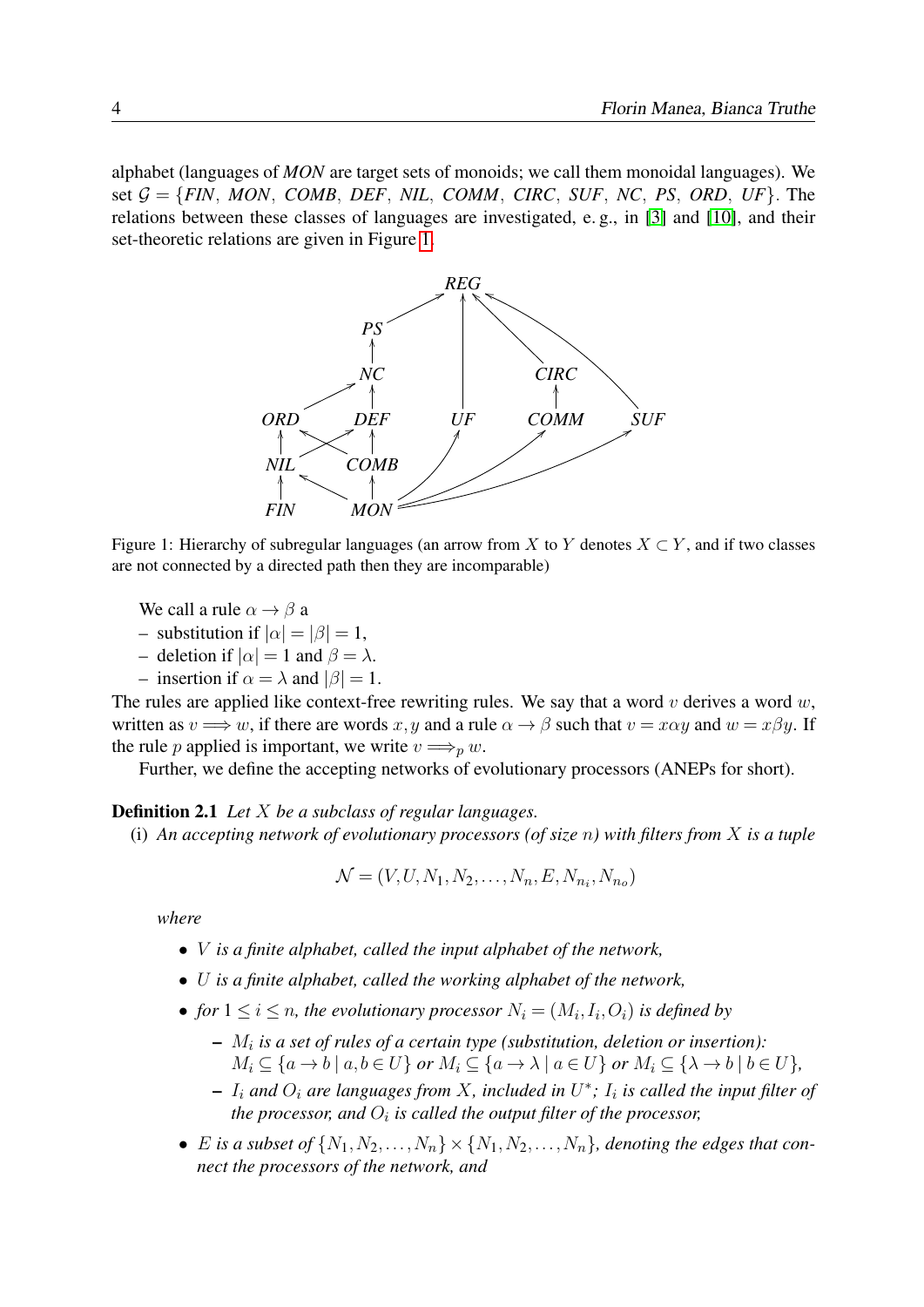alphabet (languages of *MON* are target sets of monoids; we call them monoidal languages). We set $\mathcal{G} = \{FIN, MON, COMB, DEF, NIL, COMM, CIRC, SUF, NC, PS, ORD, UF\}$. The relations between these classes of languages are investigated, e. g., in [3] and [10], and their set-theoretic relations are given in Figure 1.

Figure 1: Hierarchy of subregular languages (an arrow from $X$ to $Y$ denotes $X \subset Y$, and if two classes are not connected by a directed path then they are incomparable)

We call a rule $\alpha \to \beta$ a

- substitution if $|\alpha| = |\beta| = 1$,
- deletion if $|\alpha| = 1$ and $\beta = \lambda$.
- insertion if $\alpha = \lambda$ and $|\beta| = 1$.

The rules are applied like context-free rewriting rules. We say that a word $v$ derives a word $w$, written as $v \Longrightarrow w$, if there are words $x, y$ and a rule $\alpha \to \beta$ such that $v = x\alpha y$ and $w = x\beta y$. If the rule $p$ applied is important, we write $v \Longrightarrow_p w$.

Further, we define the accepting networks of evolutionary processors (ANEPs for short).

**Definition 2.1** *Let $X$ be a subclass of regular languages.*

(i) *An accepting network of evolutionary processors (of size $n$) with filters from $X$ is a tuple*

$$\mathcal{N} = (V, U, N_1, N_2, \ldots, N_n, E, N_{n_i}, N_{n_o})$$

*where*

- *$V$ is a finite alphabet, called the input alphabet of the network,*
- *$U$ is a finite alphabet, called the working alphabet of the network,*
- *for $1 \le i \le n$, the evolutionary processor $N_i = (M_i, I_i, O_i)$ is defined by*
  - *$M_i$ is a set of rules of a certain type (substitution, deletion or insertion): $M_i \subseteq \{a \to b \mid a, b \in U\}$ or $M_i \subseteq \{a \to \lambda \mid a \in U\}$ or $M_i \subseteq \{\lambda \to b \mid b \in U\}$,*
  - *$I_i$ and $O_i$ are languages from $X$, included in $U^*$; $I_i$ is called the input filter of the processor, and $O_i$ is called the output filter of the processor,*
- *$E$ is a subset of $\{N_1, N_2, \ldots, N_n\} \times \{N_1, N_2, \ldots, N_n\}$, denoting the edges that connect the processors of the network, and*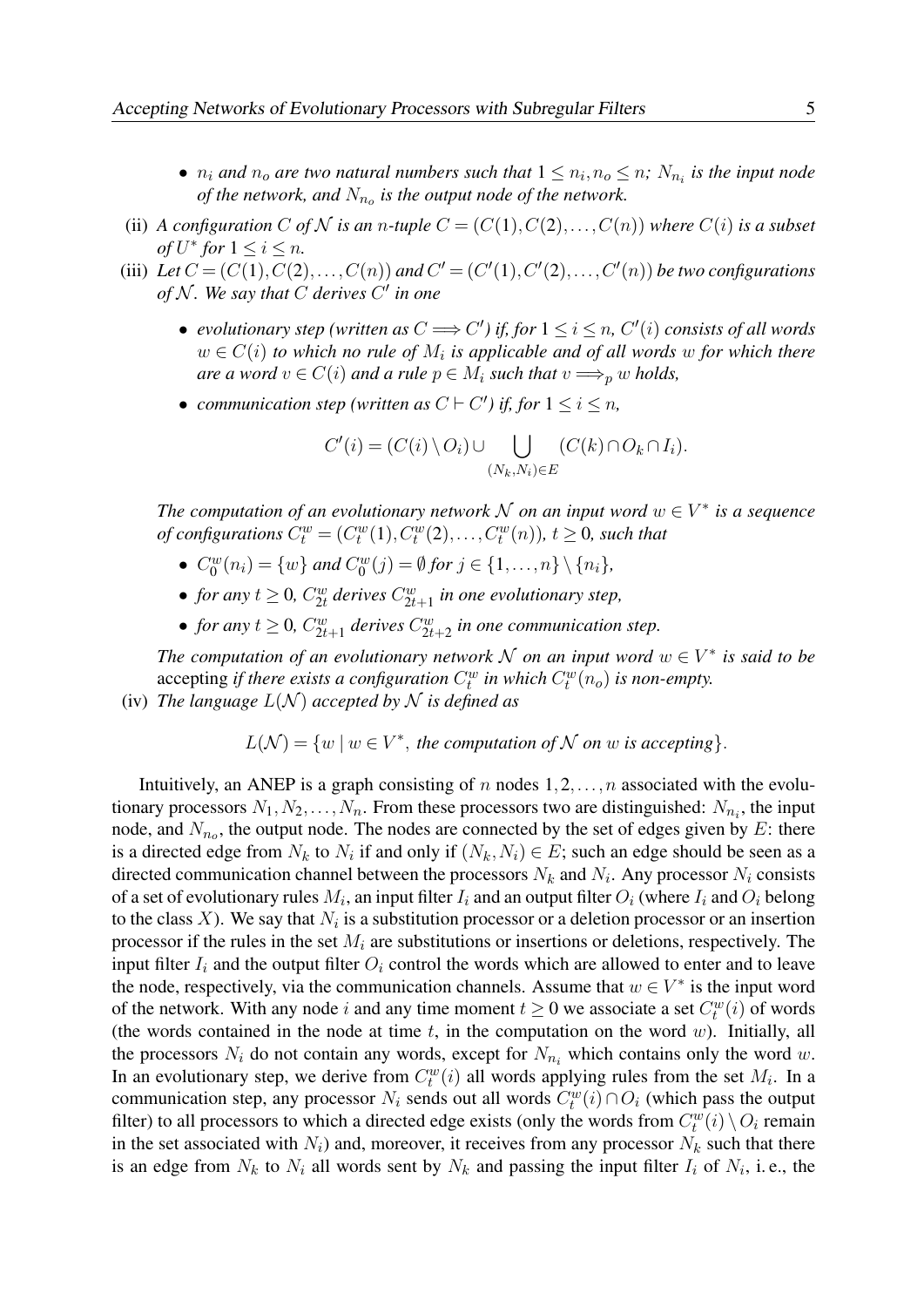- *$n_i$ and $n_o$ are two natural numbers such that $1 \leq n_i, n_o \leq n$; $N_{n_i}$ is the input node of the network, and $N_{n_o}$ is the output node of the network.*

(ii) *A configuration $C$ of $\mathcal{N}$ is an $n$-tuple $C = (C(1), C(2), \ldots, C(n))$ where $C(i)$ is a subset of $U^*$ for $1 \leq i \leq n$.*

(iii) *Let $C = (C(1), C(2), \ldots, C(n))$ and $C' = (C'(1), C'(2), \ldots, C'(n))$ be two configurations of $\mathcal{N}$. We say that $C$ derives $C'$ in one*

- *evolutionary step (written as $C \Longrightarrow C'$) if, for $1 \leq i \leq n$, $C'(i)$ consists of all words $w \in C(i)$ to which no rule of $M_i$ is applicable and of all words $w$ for which there are a word $v \in C(i)$ and a rule $p \in M_i$ such that $v \Longrightarrow_p w$ holds,*
- *communication step (written as $C \vdash C'$) if, for $1 \leq i \leq n$,*

$$C'(i) = (C(i) \setminus O_i) \cup \bigcup_{(N_k, N_i) \in E} (C(k) \cap O_k \cap I_i).$$

*The computation of an evolutionary network $\mathcal{N}$ on an input word $w \in V^*$ is a sequence of configurations $C_t^w = (C_t^w(1), C_t^w(2), \ldots, C_t^w(n))$, $t \geq 0$, such that*

- *$C_0^w(n_i) = \{w\}$ and $C_0^w(j) = \emptyset$ for $j \in \{1, \ldots, n\} \setminus \{n_i\}$,*
- *for any $t \geq 0$, $C_{2t}^w$ derives $C_{2t+1}^w$ in one evolutionary step,*
- *for any $t \geq 0$, $C_{2t+1}^w$ derives $C_{2t+2}^w$ in one communication step.*

*The computation of an evolutionary network $\mathcal{N}$ on an input word $w \in V^*$ is said to be* accepting *if there exists a configuration $C_t^w$ in which $C_t^w(n_o)$ is non-empty.*

(iv) *The language $L(\mathcal{N})$ accepted by $\mathcal{N}$ is defined as*

$$L(\mathcal{N}) = \{w \mid w \in V^*, \textit{ the computation of } \mathcal{N} \textit{ on } w \textit{ is accepting}\}.$$

Intuitively, an ANEP is a graph consisting of $n$ nodes $1, 2, \ldots, n$ associated with the evolutionary processors $N_1, N_2, \ldots, N_n$. From these processors two are distinguished: $N_{n_i}$, the input node, and $N_{n_o}$, the output node. The nodes are connected by the set of edges given by $E$: there is a directed edge from $N_k$ to $N_i$ if and only if $(N_k, N_i) \in E$; such an edge should be seen as a directed communication channel between the processors $N_k$ and $N_i$. Any processor $N_i$ consists of a set of evolutionary rules $M_i$, an input filter $I_i$ and an output filter $O_i$ (where $I_i$ and $O_i$ belong to the class $X$). We say that $N_i$ is a substitution processor or a deletion processor or an insertion processor if the rules in the set $M_i$ are substitutions or insertions or deletions, respectively. The input filter $I_i$ and the output filter $O_i$ control the words which are allowed to enter and to leave the node, respectively, via the communication channels. Assume that $w \in V^*$ is the input word of the network. With any node $i$ and any time moment $t \geq 0$ we associate a set $C_t^w(i)$ of words (the words contained in the node at time $t$, in the computation on the word $w$). Initially, all the processors $N_i$ do not contain any words, except for $N_{n_i}$ which contains only the word $w$. In an evolutionary step, we derive from $C_t^w(i)$ all words applying rules from the set $M_i$. In a communication step, any processor $N_i$ sends out all words $C_t^w(i) \cap O_i$ (which pass the output filter) to all processors to which a directed edge exists (only the words from $C_t^w(i) \setminus O_i$ remain in the set associated with $N_i$) and, moreover, it receives from any processor $N_k$ such that there is an edge from $N_k$ to $N_i$ all words sent by $N_k$ and passing the input filter $I_i$ of $N_i$, i. e., the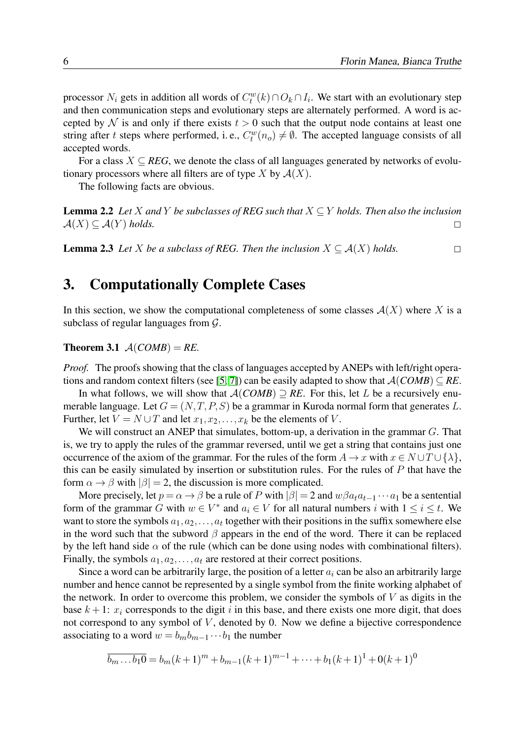processor $N_i$ gets in addition all words of $C_t^w(k) \cap O_k \cap I_i$. We start with an evolutionary step and then communication steps and evolutionary steps are alternately performed. A word is accepted by $\mathcal{N}$ is and only if there exists $t > 0$ such that the output node contains at least one string after $t$ steps where performed, i. e., $C_t^w(n_o) \neq \emptyset$. The accepted language consists of all accepted words.

For a class $X \subseteq$ ***REG***, we denote the class of all languages generated by networks of evolutionary processors where all filters are of type $X$ by $\mathcal{A}(X)$.

The following facts are obvious.

**Lemma 2.2** *Let $X$ and $Y$ be subclasses of REG such that $X \subseteq Y$ holds. Then also the inclusion $\mathcal{A}(X) \subseteq \mathcal{A}(Y)$ holds.* □

**Lemma 2.3** *Let $X$ be a subclass of REG. Then the inclusion $X \subseteq \mathcal{A}(X)$ holds.* □

# 3. Computationally Complete Cases

In this section, we show the computational completeness of some classes $\mathcal{A}(X)$ where $X$ is a subclass of regular languages from $\mathcal{G}$.

**Theorem 3.1** $\mathcal{A}(\textit{COMB}) = \textit{RE}$.

*Proof.* The proofs showing that the class of languages accepted by ANEPs with left/right operations and random context filters (see [5, 7]) can be easily adapted to show that $\mathcal{A}(\textit{COMB}) \subseteq \textit{RE}$.

In what follows, we will show that $\mathcal{A}(\textit{COMB}) \supseteq \textit{RE}$. For this, let $L$ be a recursively enumerable language. Let $G = (N, T, P, S)$ be a grammar in Kuroda normal form that generates $L$. Further, let $V = N \cup T$ and let $x_1, x_2, \ldots, x_k$ be the elements of $V$.

We will construct an ANEP that simulates, bottom-up, a derivation in the grammar $G$. That is, we try to apply the rules of the grammar reversed, until we get a string that contains just one occurrence of the axiom of the grammar. For the rules of the form $A \to x$ with $x \in N \cup T \cup \{\lambda\}$, this can be easily simulated by insertion or substitution rules. For the rules of $P$ that have the form $\alpha \to \beta$ with $|\beta| = 2$, the discussion is more complicated.

More precisely, let $p = \alpha \to \beta$ be a rule of $P$ with $|\beta| = 2$ and $w\beta a_t a_{t-1} \cdots a_1$ be a sentential form of the grammar $G$ with $w \in V^*$ and $a_i \in V$ for all natural numbers $i$ with $1 \leq i \leq t$. We want to store the symbols $a_1, a_2, \ldots, a_t$ together with their positions in the suffix somewhere else in the word such that the subword $\beta$ appears in the end of the word. There it can be replaced by the left hand side $\alpha$ of the rule (which can be done using nodes with combinational filters). Finally, the symbols $a_1, a_2, \ldots, a_t$ are restored at their correct positions.

Since a word can be arbitrarily large, the position of a letter $a_i$ can be also an arbitrarily large number and hence cannot be represented by a single symbol from the finite working alphabet of the network. In order to overcome this problem, we consider the symbols of $V$ as digits in the base $k+1$: $x_i$ corresponds to the digit $i$ in this base, and there exists one more digit, that does not correspond to any symbol of $V$, denoted by 0. Now we define a bijective correspondence associating to a word $w = b_m b_{m-1} \cdots b_1$ the number

$$\overline{b_m \ldots b_1 0} = b_m(k+1)^m + b_{m-1}(k+1)^{m-1} + \cdots + b_1(k+1)^1 + 0(k+1)^0$$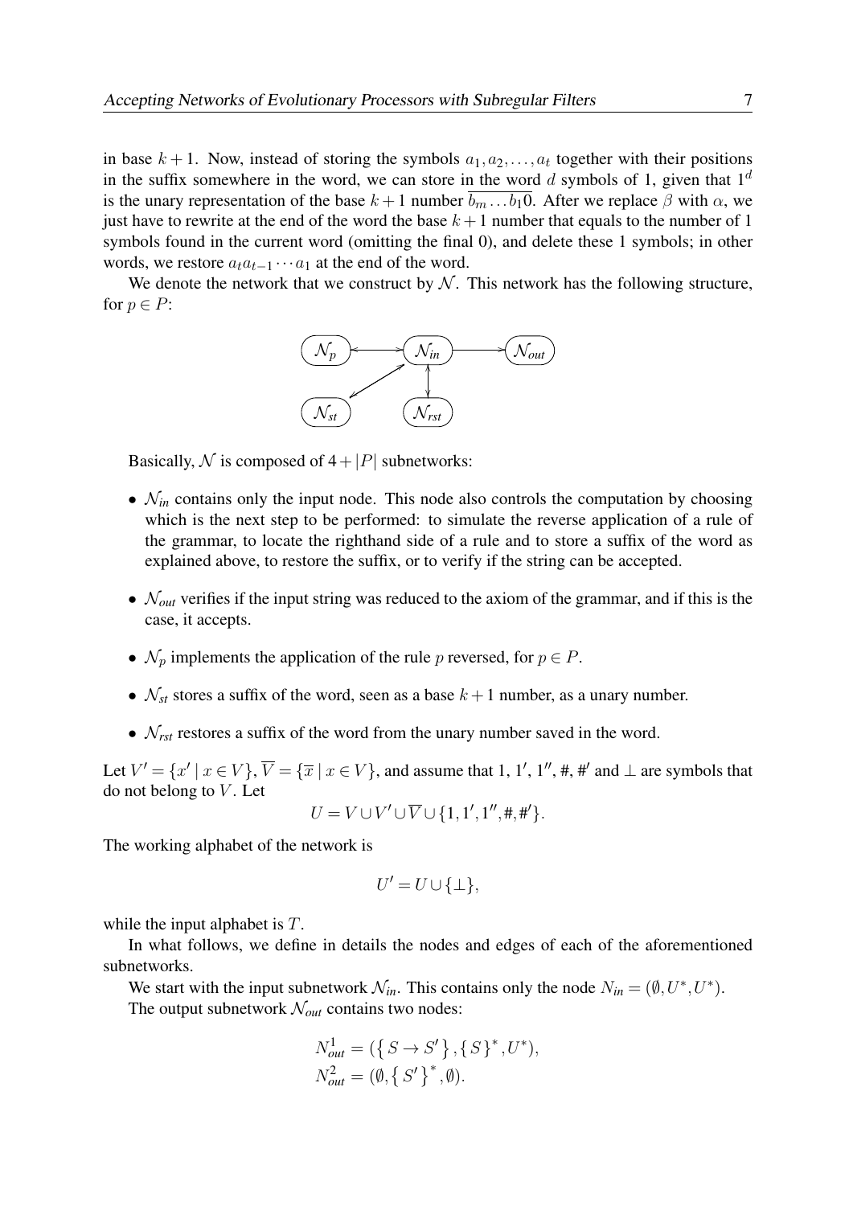in base $k+1$. Now, instead of storing the symbols $a_1, a_2, \ldots, a_t$ together with their positions in the suffix somewhere in the word, we can store in the word $d$ symbols of 1, given that $1^d$ is the unary representation of the base $k+1$ number $\overline{b_m \ldots b_1 0}$. After we replace $\beta$ with $\alpha$, we just have to rewrite at the end of the word the base $k+1$ number that equals to the number of 1 symbols found in the current word (omitting the final 0), and delete these 1 symbols; in other words, we restore $a_t a_{t-1} \cdots a_1$ at the end of the word.

We denote the network that we construct by $\mathcal{N}$. This network has the following structure, for $p \in P$:

```
(N_p) <------> (N_in) ------> (N_out)
              ↗   ↕
       (N_st)   (N_rst)
```

Basically, $\mathcal{N}$ is composed of $4+|P|$ subnetworks:

- $\mathcal{N}_{in}$ contains only the input node. This node also controls the computation by choosing which is the next step to be performed: to simulate the reverse application of a rule of the grammar, to locate the righthand side of a rule and to store a suffix of the word as explained above, to restore the suffix, or to verify if the string can be accepted.
- $\mathcal{N}_{out}$ verifies if the input string was reduced to the axiom of the grammar, and if this is the case, it accepts.
- $\mathcal{N}_p$ implements the application of the rule $p$ reversed, for $p \in P$.
- $\mathcal{N}_{st}$ stores a suffix of the word, seen as a base $k+1$ number, as a unary number.
- $\mathcal{N}_{rst}$ restores a suffix of the word from the unary number saved in the word.

Let $V' = \{x' \mid x \in V\}$, $\overline{V} = \{\overline{x} \mid x \in V\}$, and assume that 1, $1'$, $1''$, #, #$'$ and $\perp$ are symbols that do not belong to $V$. Let

$$U = V \cup V' \cup \overline{V} \cup \{1, 1', 1'', \#, \#'\}.$$

The working alphabet of the network is

$$U' = U \cup \{\perp\},$$

while the input alphabet is $T$.

In what follows, we define in details the nodes and edges of each of the aforementioned subnetworks.

We start with the input subnetwork $\mathcal{N}_{in}$. This contains only the node $N_{in} = (\emptyset, U^*, U^*)$.

The output subnetwork $\mathcal{N}_{out}$ contains two nodes:

$$N_{out}^1 = (\{S \to S'\}, \{S\}^*, U^*),$$
$$N_{out}^2 = (\emptyset, \{S'\}^*, \emptyset).$$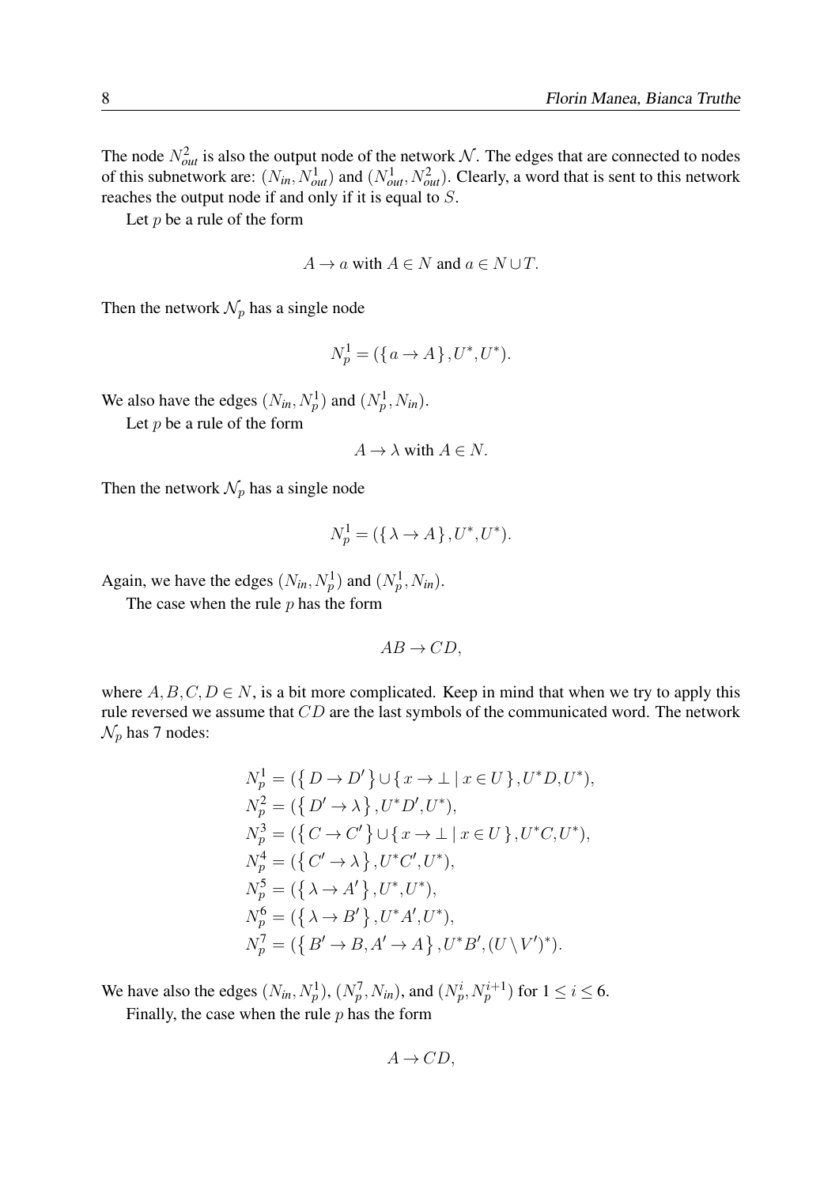The node $N_{out}^2$ is also the output node of the network $\mathcal{N}$. The edges that are connected to nodes of this subnetwork are: $(N_{in}, N_{out}^1)$ and $(N_{out}^1, N_{out}^2)$. Clearly, a word that is sent to this network reaches the output node if and only if it is equal to $S$.

Let $p$ be a rule of the form

$$A \to a \text{ with } A \in N \text{ and } a \in N \cup T.$$

Then the network $\mathcal{N}_p$ has a single node

$$N_p^1 = (\{\, a \to A \,\}, U^*, U^*).$$

We also have the edges $(N_{in}, N_p^1)$ and $(N_p^1, N_{in})$.

Let $p$ be a rule of the form

$$A \to \lambda \text{ with } A \in N.$$

Then the network $\mathcal{N}_p$ has a single node

$$N_p^1 = (\{\, \lambda \to A \,\}, U^*, U^*).$$

Again, we have the edges $(N_{in}, N_p^1)$ and $(N_p^1, N_{in})$.

The case when the rule $p$ has the form

$$AB \to CD,$$

where $A, B, C, D \in N$, is a bit more complicated. Keep in mind that when we try to apply this rule reversed we assume that $CD$ are the last symbols of the communicated word. The network $\mathcal{N}_p$ has 7 nodes:

$$
\begin{aligned}
N_p^1 &= (\{\, D \to D' \,\} \cup \{\, x \to \bot \mid x \in U \,\}, U^*D, U^*),\\
N_p^2 &= (\{\, D' \to \lambda \,\}, U^*D', U^*),\\
N_p^3 &= (\{\, C \to C' \,\} \cup \{\, x \to \bot \mid x \in U \,\}, U^*C, U^*),\\
N_p^4 &= (\{\, C' \to \lambda \,\}, U^*C', U^*),\\
N_p^5 &= (\{\, \lambda \to A' \,\}, U^*, U^*),\\
N_p^6 &= (\{\, \lambda \to B' \,\}, U^*A', U^*),\\
N_p^7 &= (\{\, B' \to B, A' \to A \,\}, U^*B', (U \setminus V')^*).
\end{aligned}
$$

We have also the edges $(N_{in}, N_p^1)$, $(N_p^7, N_{in})$, and $(N_p^i, N_p^{i+1})$ for $1 \le i \le 6$.

Finally, the case when the rule $p$ has the form

$$A \to CD,$$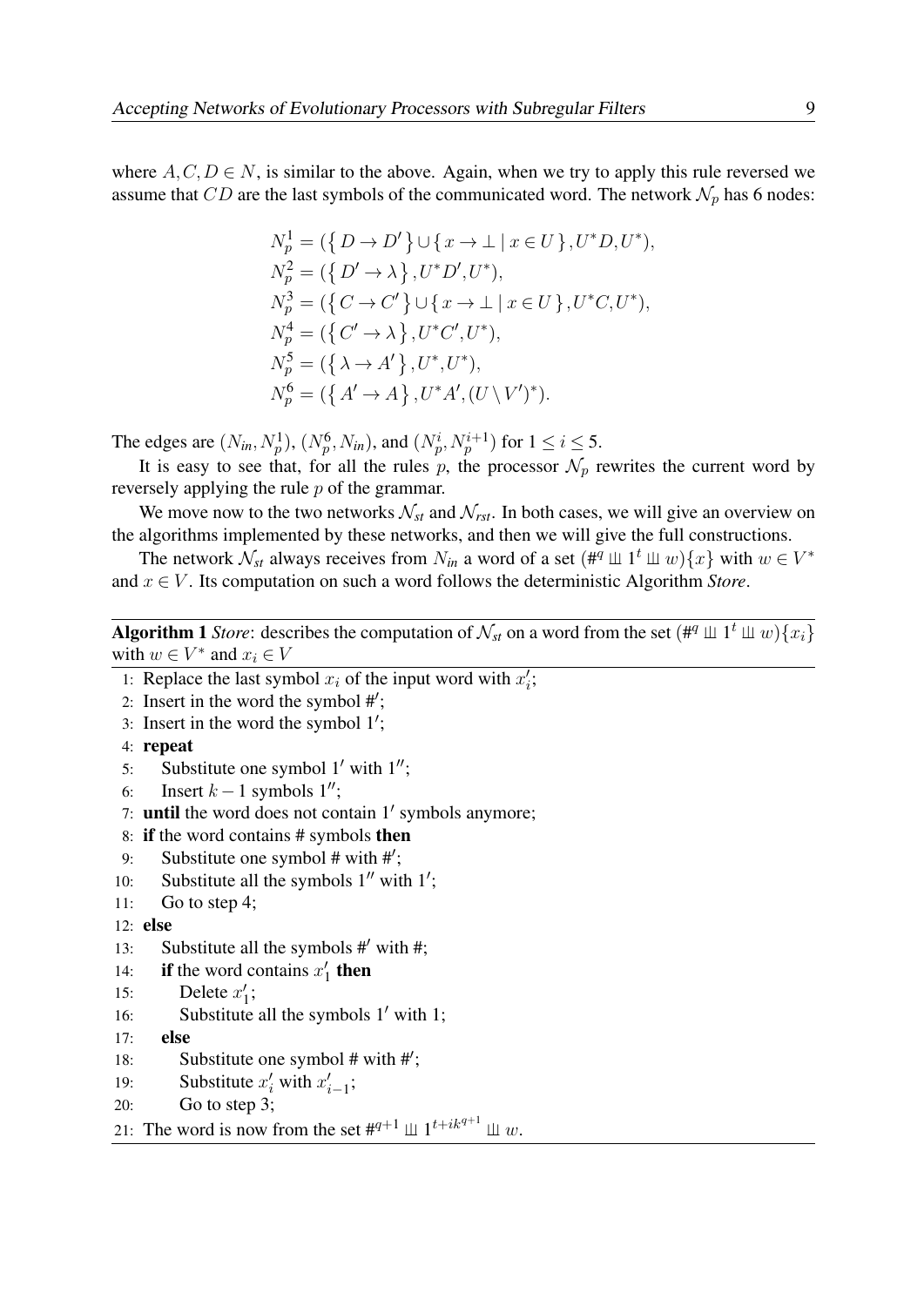where $A, C, D \in N$, is similar to the above. Again, when we try to apply this rule reversed we assume that $CD$ are the last symbols of the communicated word. The network $\mathcal{N}_p$ has 6 nodes:

$$
\begin{aligned}
N_p^1 &= (\{D \to D'\} \cup \{x \to \bot \mid x \in U\}, U^*D, U^*),\\
N_p^2 &= (\{D' \to \lambda\}, U^*D', U^*),\\
N_p^3 &= (\{C \to C'\} \cup \{x \to \bot \mid x \in U\}, U^*C, U^*),\\
N_p^4 &= (\{C' \to \lambda\}, U^*C', U^*),\\
N_p^5 &= (\{\lambda \to A'\}, U^*, U^*),\\
N_p^6 &= (\{A' \to A\}, U^*A', (U \setminus V')^*).
\end{aligned}
$$

The edges are $(N_{in}, N_p^1)$, $(N_p^6, N_{in})$, and $(N_p^i, N_p^{i+1})$ for $1 \le i \le 5$.

It is easy to see that, for all the rules $p$, the processor $\mathcal{N}_p$ rewrites the current word by reversely applying the rule $p$ of the grammar.

We move now to the two networks $\mathcal{N}_{st}$ and $\mathcal{N}_{rst}$. In both cases, we will give an overview on the algorithms implemented by these networks, and then we will give the full constructions.

The network $\mathcal{N}_{st}$ always receives from $N_{in}$ a word of a set $(\#^q \sqcup\!\sqcup\, 1^t \sqcup\!\sqcup\, w)\{x\}$ with $w \in V^*$ and $x \in V$. Its computation on such a word follows the deterministic Algorithm *Store*.

**Algorithm 1** *Store*: describes the computation of $\mathcal{N}_{st}$ on a word from the set $(\#^q \sqcup\!\sqcup\, 1^t \sqcup\!\sqcup\, w)\{x_i\}$ with $w \in V^*$ and $x_i \in V$

1: Replace the last symbol $x_i$ of the input word with $x_i'$;
2: Insert in the word the symbol $\#'$;
3: Insert in the word the symbol $1'$;
4: **repeat**
5: &nbsp;&nbsp;&nbsp;&nbsp;Substitute one symbol $1'$ with $1''$;
6: &nbsp;&nbsp;&nbsp;&nbsp;Insert $k-1$ symbols $1''$;
7: **until** the word does not contain $1'$ symbols anymore;
8: **if** the word contains $\#$ symbols **then**
9: &nbsp;&nbsp;&nbsp;&nbsp;Substitute one symbol $\#$ with $\#'$;
10: &nbsp;&nbsp;&nbsp;&nbsp;Substitute all the symbols $1''$ with $1'$;
11: &nbsp;&nbsp;&nbsp;&nbsp;Go to step 4;
12: **else**
13: &nbsp;&nbsp;&nbsp;&nbsp;Substitute all the symbols $\#'$ with $\#$;
14: &nbsp;&nbsp;&nbsp;&nbsp;**if** the word contains $x_1'$ **then**
15: &nbsp;&nbsp;&nbsp;&nbsp;&nbsp;&nbsp;&nbsp;&nbsp;Delete $x_1'$;
16: &nbsp;&nbsp;&nbsp;&nbsp;&nbsp;&nbsp;&nbsp;&nbsp;Substitute all the symbols $1'$ with $1$;
17: &nbsp;&nbsp;&nbsp;&nbsp;**else**
18: &nbsp;&nbsp;&nbsp;&nbsp;&nbsp;&nbsp;&nbsp;&nbsp;Substitute one symbol $\#$ with $\#'$;
19: &nbsp;&nbsp;&nbsp;&nbsp;&nbsp;&nbsp;&nbsp;&nbsp;Substitute $x_i'$ with $x_{i-1}'$;
20: &nbsp;&nbsp;&nbsp;&nbsp;&nbsp;&nbsp;&nbsp;&nbsp;Go to step 3;
21: The word is now from the set $\#^{q+1} \sqcup\!\sqcup\, 1^{t+ik^{q+1}} \sqcup\!\sqcup\, w$.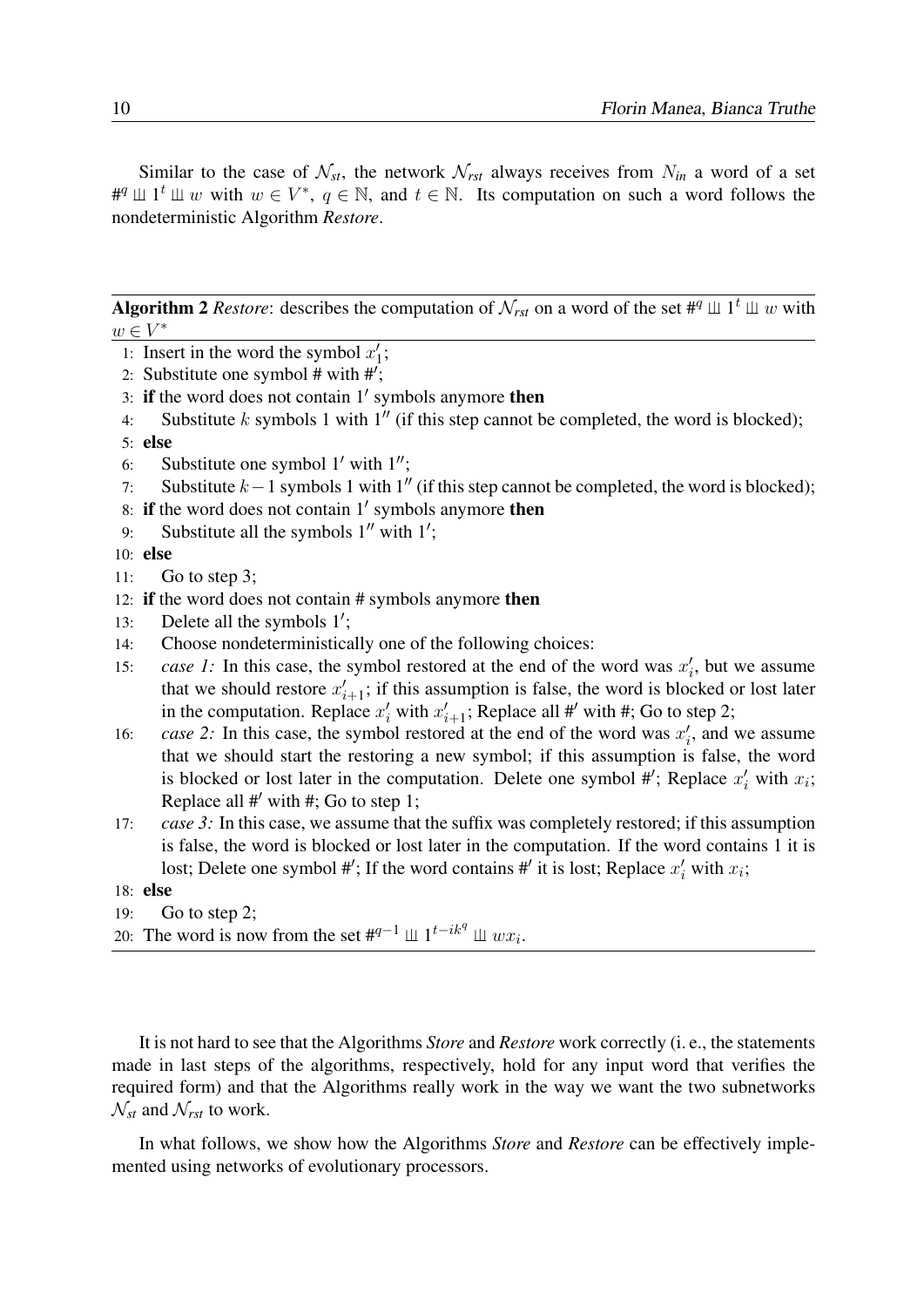Similar to the case of $\mathcal{N}_{st}$, the network $\mathcal{N}_{rst}$ always receives from $N_{in}$ a word of a set $\#^q \sqcup\!\sqcup 1^t \sqcup\!\sqcup w$ with $w \in V^*$, $q \in \mathbb{N}$, and $t \in \mathbb{N}$. Its computation on such a word follows the nondeterministic Algorithm *Restore*.

**Algorithm 2** *Restore*: describes the computation of $\mathcal{N}_{rst}$ on a word of the set $\#^q \sqcup\!\sqcup 1^t \sqcup\!\sqcup w$ with $w \in V^*$

1: Insert in the word the symbol $x'_1$;
2: Substitute one symbol # with #′;
3: **if** the word does not contain 1′ symbols anymore **then**
4: Substitute $k$ symbols 1 with 1″ (if this step cannot be completed, the word is blocked);
5: **else**
6: Substitute one symbol 1′ with 1″;
7: Substitute $k-1$ symbols 1 with 1″ (if this step cannot be completed, the word is blocked);
8: **if** the word does not contain 1′ symbols anymore **then**
9: Substitute all the symbols 1″ with 1′;
10: **else**
11: Go to step 3;
12: **if** the word does not contain # symbols anymore **then**
13: Delete all the symbols 1′;
14: Choose nondeterministically one of the following choices:
15: *case 1:* In this case, the symbol restored at the end of the word was $x'_i$, but we assume that we should restore $x'_{i+1}$; if this assumption is false, the word is blocked or lost later in the computation. Replace $x'_i$ with $x'_{i+1}$; Replace all #′ with #; Go to step 2;
16: *case 2:* In this case, the symbol restored at the end of the word was $x'_i$, and we assume that we should start the restoring a new symbol; if this assumption is false, the word is blocked or lost later in the computation. Delete one symbol #′; Replace $x'_i$ with $x_i$; Replace all #′ with #; Go to step 1;
17: *case 3:* In this case, we assume that the suffix was completely restored; if this assumption is false, the word is blocked or lost later in the computation. If the word contains 1 it is lost; Delete one symbol #′; If the word contains #′ it is lost; Replace $x'_i$ with $x_i$;
18: **else**
19: Go to step 2;
20: The word is now from the set $\#^{q-1} \sqcup\!\sqcup 1^{t-ik^q} \sqcup\!\sqcup wx_i$.

It is not hard to see that the Algorithms *Store* and *Restore* work correctly (i. e., the statements made in last steps of the algorithms, respectively, hold for any input word that verifies the required form) and that the Algorithms really work in the way we want the two subnetworks $\mathcal{N}_{st}$ and $\mathcal{N}_{rst}$ to work.

In what follows, we show how the Algorithms *Store* and *Restore* can be effectively implemented using networks of evolutionary processors.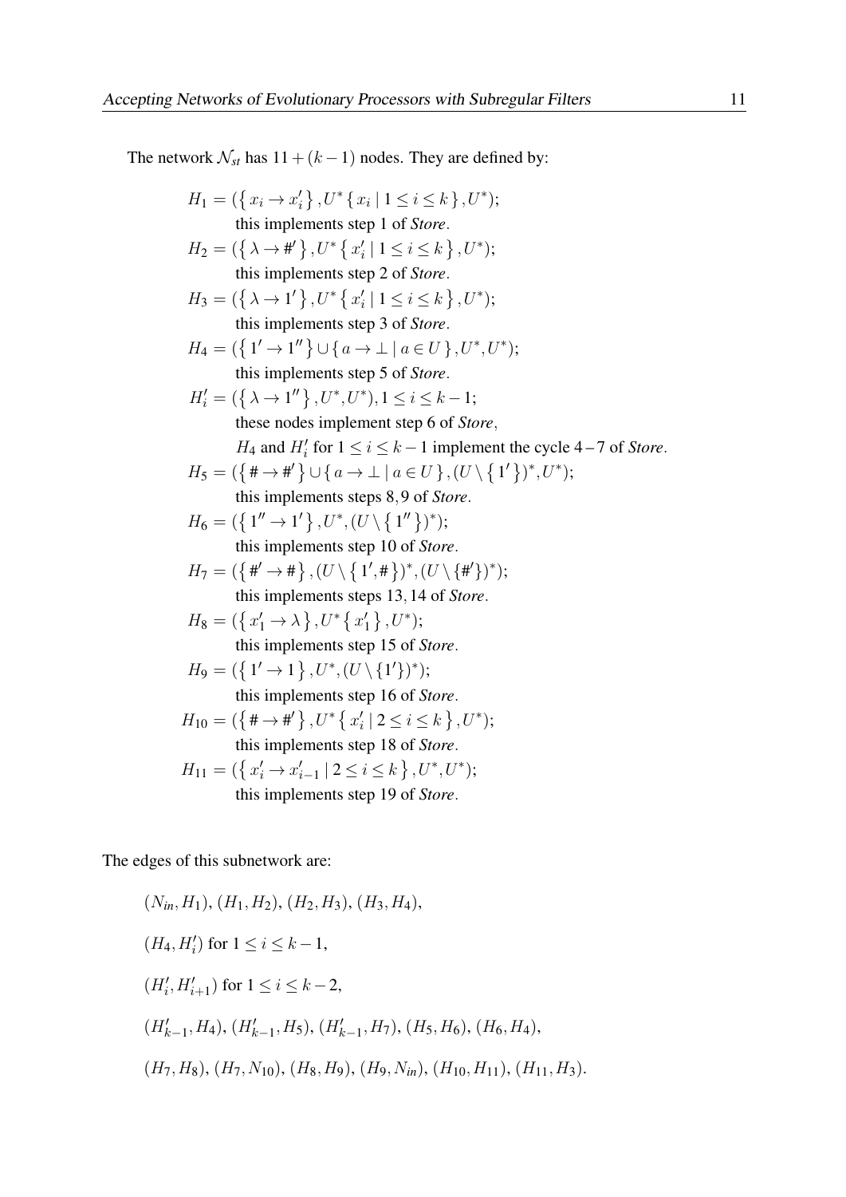The network $\mathcal{N}_{st}$ has $11+(k-1)$ nodes. They are defined by:

$$H_1 = (\{\, x_i \to x_i' \,\}, U^*\{\, x_i \mid 1 \le i \le k \,\}, U^*);$$
this implements step 1 of *Store*.

$$H_2 = (\{\, \lambda \to \#' \,\}, U^*\{\, x_i' \mid 1 \le i \le k \,\}, U^*);$$
this implements step 2 of *Store*.

$$H_3 = (\{\, \lambda \to 1' \,\}, U^*\{\, x_i' \mid 1 \le i \le k \,\}, U^*);$$
this implements step 3 of *Store*.

$$H_4 = (\{\, 1' \to 1'' \,\} \cup \{\, a \to \bot \mid a \in U \,\}, U^*, U^*);$$
this implements step 5 of *Store*.

$$H_i' = (\{\, \lambda \to 1'' \,\}, U^*, U^*), 1 \le i \le k-1;$$
these nodes implement step 6 of *Store*,
$H_4$ and $H_i'$ for $1 \le i \le k-1$ implement the cycle $4-7$ of *Store*.

$$H_5 = (\{\, \# \to \#' \,\} \cup \{\, a \to \bot \mid a \in U \,\}, (U \setminus \{\, 1' \,\})^*, U^*);$$
this implements steps $8, 9$ of *Store*.

$$H_6 = (\{\, 1'' \to 1' \,\}, U^*, (U \setminus \{\, 1'' \,\})^*);$$
this implements step 10 of *Store*.

$$H_7 = (\{\, \#' \to \# \,\}, (U \setminus \{\, 1', \# \,\})^*, (U \setminus \{\#'\})^*);$$
this implements steps $13, 14$ of *Store*.

$$H_8 = (\{\, x_1' \to \lambda \,\}, U^*\{\, x_1' \,\}, U^*);$$
this implements step 15 of *Store*.

$$H_9 = (\{\, 1' \to 1 \,\}, U^*, (U \setminus \{1'\})^*);$$
this implements step 16 of *Store*.

$$H_{10} = (\{\, \# \to \#' \,\}, U^*\{\, x_i' \mid 2 \le i \le k \,\}, U^*);$$
this implements step 18 of *Store*.

$$H_{11} = (\{\, x_i' \to x_{i-1}' \mid 2 \le i \le k \,\}, U^*, U^*);$$
this implements step 19 of *Store*.

The edges of this subnetwork are:

$(N_{in}, H_1)$, $(H_1, H_2)$, $(H_2, H_3)$, $(H_3, H_4)$,

$(H_4, H_i')$ for $1 \le i \le k-1$,

$(H_i', H_{i+1}')$ for $1 \le i \le k-2$,

$(H_{k-1}', H_4)$, $(H_{k-1}', H_5)$, $(H_{k-1}', H_7)$, $(H_5, H_6)$, $(H_6, H_4)$,

$(H_7, H_8)$, $(H_7, N_{10})$, $(H_8, H_9)$, $(H_9, N_{in})$, $(H_{10}, H_{11})$, $(H_{11}, H_3)$.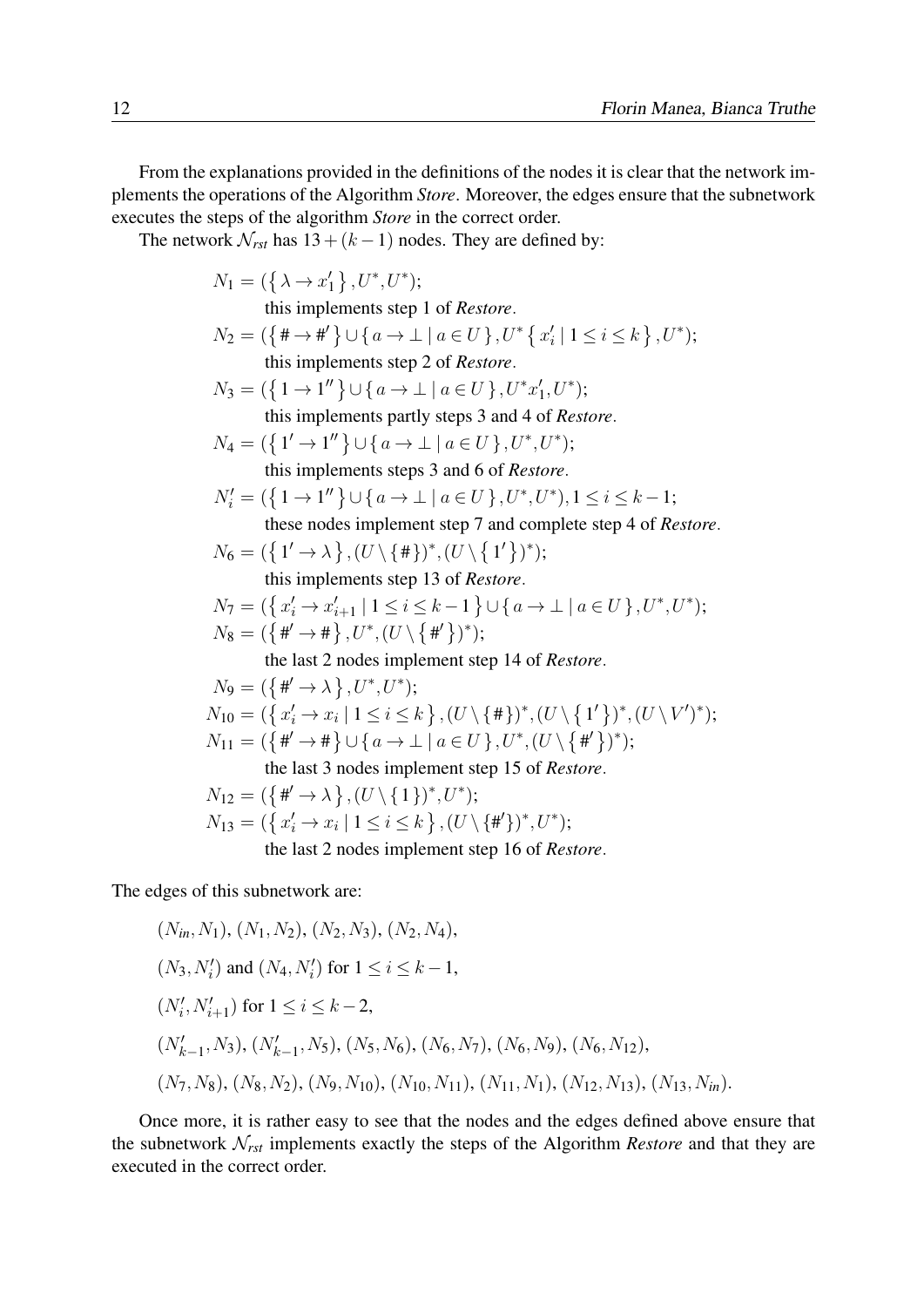From the explanations provided in the definitions of the nodes it is clear that the network implements the operations of the Algorithm *Store*. Moreover, the edges ensure that the subnetwork executes the steps of the algorithm *Store* in the correct order.

The network $\mathcal{N}_{rst}$ has $13+(k-1)$ nodes. They are defined by:

$N_1 = (\{\lambda \to x_1'\}, U^*, U^*)$;
this implements step 1 of *Restore*.

$N_2 = (\{\# \to \#'\} \cup \{a \to \bot \mid a \in U\}, U^*\{x_i' \mid 1 \leq i \leq k\}, U^*)$;
this implements step 2 of *Restore*.

$N_3 = (\{1 \to 1''\} \cup \{a \to \bot \mid a \in U\}, U^*x_1', U^*)$;
this implements partly steps 3 and 4 of *Restore*.

$N_4 = (\{1' \to 1''\} \cup \{a \to \bot \mid a \in U\}, U^*, U^*)$;
this implements steps 3 and 6 of *Restore*.

$N_i' = (\{1 \to 1''\} \cup \{a \to \bot \mid a \in U\}, U^*, U^*), 1 \leq i \leq k-1$;
these nodes implement step 7 and complete step 4 of *Restore*.

$N_6 = (\{1' \to \lambda\}, (U \setminus \{\#\})^*, (U \setminus \{1'\})^*)$;
this implements step 13 of *Restore*.

$N_7 = (\{x_i' \to x_{i+1}' \mid 1 \leq i \leq k-1\} \cup \{a \to \bot \mid a \in U\}, U^*, U^*)$;

$N_8 = (\{\#' \to \#\}, U^*, (U \setminus \{\#'\})^*)$;
the last 2 nodes implement step 14 of *Restore*.

$N_9 = (\{\#' \to \lambda\}, U^*, U^*)$;

$N_{10} = (\{x_i' \to x_i \mid 1 \leq i \leq k\}, (U \setminus \{\#\})^*, (U \setminus \{1'\})^*, (U \setminus V')^*)$;

$N_{11} = (\{\#' \to \#\} \cup \{a \to \bot \mid a \in U\}, U^*, (U \setminus \{\#'\})^*)$;
the last 3 nodes implement step 15 of *Restore*.

$N_{12} = (\{\#' \to \lambda\}, (U \setminus \{1\})^*, U^*)$;

$N_{13} = (\{x_i' \to x_i \mid 1 \leq i \leq k\}, (U \setminus \{\#'\})^*, U^*)$;
the last 2 nodes implement step 16 of *Restore*.

The edges of this subnetwork are:

$(N_{in}, N_1)$, $(N_1, N_2)$, $(N_2, N_3)$, $(N_2, N_4)$,

$(N_3, N_i')$ and $(N_4, N_i')$ for $1 \leq i \leq k-1$,

$(N_i', N_{i+1}')$ for $1 \leq i \leq k-2$,

$(N_{k-1}', N_3)$, $(N_{k-1}', N_5)$, $(N_5, N_6)$, $(N_6, N_7)$, $(N_6, N_9)$, $(N_6, N_{12})$,

$(N_7, N_8)$, $(N_8, N_2)$, $(N_9, N_{10})$, $(N_{10}, N_{11})$, $(N_{11}, N_1)$, $(N_{12}, N_{13})$, $(N_{13}, N_{in})$.

Once more, it is rather easy to see that the nodes and the edges defined above ensure that the subnetwork $\mathcal{N}_{rst}$ implements exactly the steps of the Algorithm *Restore* and that they are executed in the correct order.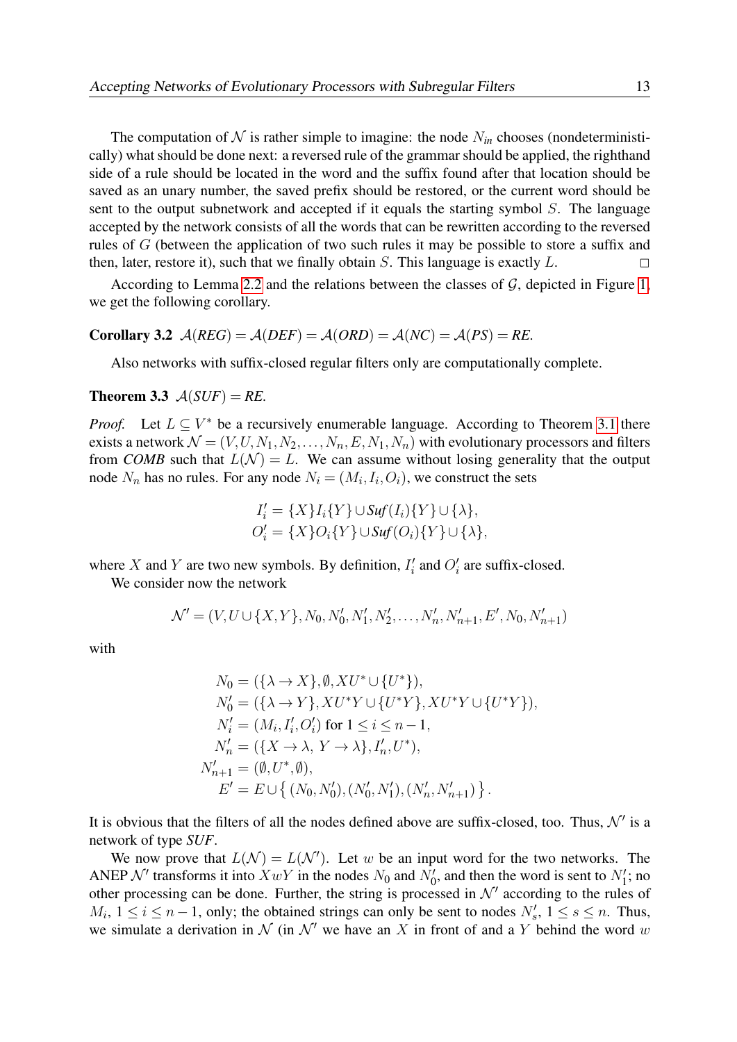The computation of $\mathcal{N}$ is rather simple to imagine: the node $N_{in}$ chooses (nondeterministically) what should be done next: a reversed rule of the grammar should be applied, the righthand side of a rule should be located in the word and the suffix found after that location should be saved as an unary number, the saved prefix should be restored, or the current word should be sent to the output subnetwork and accepted if it equals the starting symbol $S$. The language accepted by the network consists of all the words that can be rewritten according to the reversed rules of $G$ (between the application of two such rules it may be possible to store a suffix and then, later, restore it), such that we finally obtain $S$. This language is exactly $L$. □

According to Lemma 2.2 and the relations between the classes of $\mathcal{G}$, depicted in Figure 1, we get the following corollary.

**Corollary 3.2** $\mathcal{A}(\mathit{REG}) = \mathcal{A}(\mathit{DEF}) = \mathcal{A}(\mathit{ORD}) = \mathcal{A}(\mathit{NC}) = \mathcal{A}(\mathit{PS}) = \mathit{RE}$.

Also networks with suffix-closed regular filters only are computationally complete.

**Theorem 3.3** $\mathcal{A}(\mathit{SUF}) = \mathit{RE}$.

*Proof.* Let $L \subseteq V^*$ be a recursively enumerable language. According to Theorem 3.1 there exists a network $\mathcal{N} = (V, U, N_1, N_2, \ldots, N_n, E, N_1, N_n)$ with evolutionary processors and filters from *COMB* such that $L(\mathcal{N}) = L$. We can assume without losing generality that the output node $N_n$ has no rules. For any node $N_i = (M_i, I_i, O_i)$, we construct the sets

$$I'_i = \{X\}I_i\{Y\} \cup \mathit{Suf}(I_i)\{Y\} \cup \{\lambda\},$$
$$O'_i = \{X\}O_i\{Y\} \cup \mathit{Suf}(O_i)\{Y\} \cup \{\lambda\},$$

where $X$ and $Y$ are two new symbols. By definition, $I'_i$ and $O'_i$ are suffix-closed.

We consider now the network

$$\mathcal{N}' = (V, U \cup \{X, Y\}, N_0, N'_0, N'_1, N'_2, \ldots, N'_n, N'_{n+1}, E', N_0, N'_{n+1})$$

with

$$
\begin{aligned}
N_0 &= (\{\lambda \to X\}, \emptyset, XU^* \cup \{U^*\}),\\
N'_0 &= (\{\lambda \to Y\}, XU^*Y \cup \{U^*Y\}, XU^*Y \cup \{U^*Y\}),\\
N'_i &= (M_i, I'_i, O'_i) \text{ for } 1 \le i \le n-1,\\
N'_n &= (\{X \to \lambda,\ Y \to \lambda\}, I'_n, U^*),\\
N'_{n+1} &= (\emptyset, U^*, \emptyset),\\
E' &= E \cup \{\, (N_0, N'_0), (N'_0, N'_1), (N'_n, N'_{n+1}) \,\}.
\end{aligned}
$$

It is obvious that the filters of all the nodes defined above are suffix-closed, too. Thus, $\mathcal{N}'$ is a network of type *SUF*.

We now prove that $L(\mathcal{N}) = L(\mathcal{N}')$. Let $w$ be an input word for the two networks. The ANEP $\mathcal{N}'$ transforms it into $XwY$ in the nodes $N_0$ and $N'_0$, and then the word is sent to $N'_1$; no other processing can be done. Further, the string is processed in $\mathcal{N}'$ according to the rules of $M_i$, $1 \le i \le n-1$, only; the obtained strings can only be sent to nodes $N'_s$, $1 \le s \le n$. Thus, we simulate a derivation in $\mathcal{N}$ (in $\mathcal{N}'$ we have an $X$ in front of and a $Y$ behind the word $w$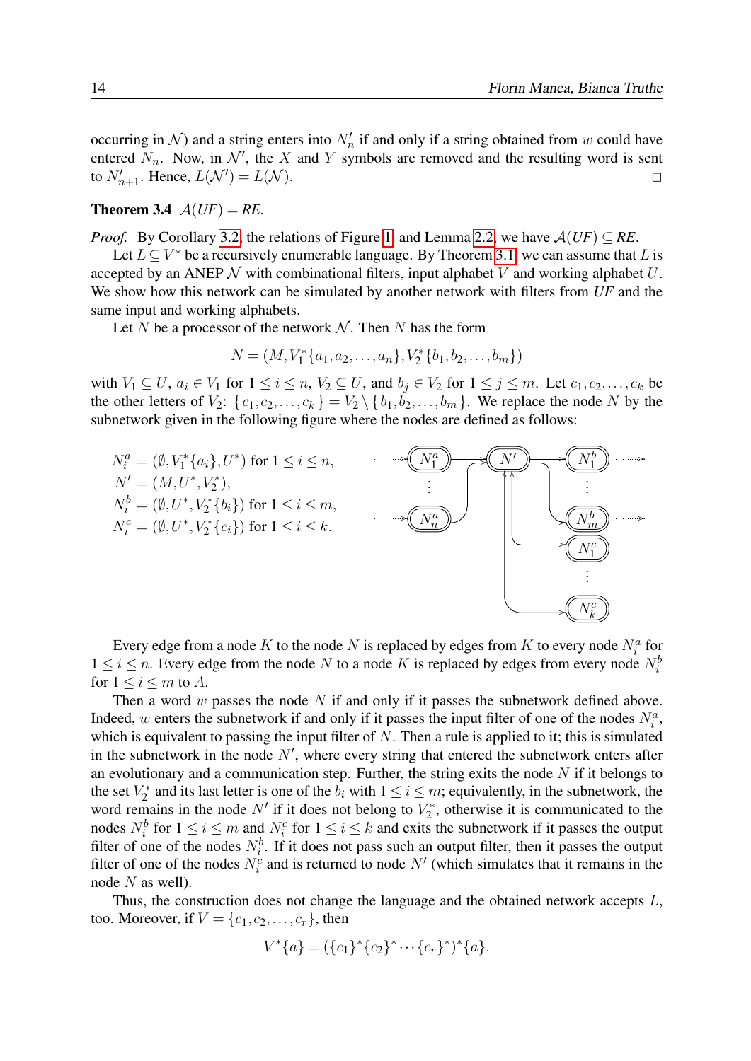occurring in $\mathcal{N}$) and a string enters into $N'_n$ if and only if a string obtained from $w$ could have entered $N_n$. Now, in $\mathcal{N}'$, the $X$ and $Y$ symbols are removed and the resulting word is sent to $N'_{n+1}$. Hence, $L(\mathcal{N}') = L(\mathcal{N})$. □

**Theorem 3.4** $\mathcal{A}(\mathit{UF}) = \mathit{RE}$.

*Proof.* By Corollary 3.2, the relations of Figure 1, and Lemma 2.2, we have $\mathcal{A}(\mathit{UF}) \subseteq \mathit{RE}$.

Let $L \subseteq V^*$ be a recursively enumerable language. By Theorem 3.1, we can assume that $L$ is accepted by an ANEP $\mathcal{N}$ with combinational filters, input alphabet $V$ and working alphabet $U$. We show how this network can be simulated by another network with filters from *UF* and the same input and working alphabets.

Let $N$ be a processor of the network $\mathcal{N}$. Then $N$ has the form

$$N = (M, V_1^*\{a_1, a_2, \ldots, a_n\}, V_2^*\{b_1, b_2, \ldots, b_m\})$$

with $V_1 \subseteq U$, $a_i \in V_1$ for $1 \leq i \leq n$, $V_2 \subseteq U$, and $b_j \in V_2$ for $1 \leq j \leq m$. Let $c_1, c_2, \ldots, c_k$ be the other letters of $V_2$: $\{c_1, c_2, \ldots, c_k\} = V_2 \setminus \{b_1, b_2, \ldots, b_m\}$. We replace the node $N$ by the subnetwork given in the following figure where the nodes are defined as follows:

$N_i^a = (\emptyset, V_1^*\{a_i\}, U^*)$ for $1 \leq i \leq n$,
$N' = (M, U^*, V_2^*)$,
$N_i^b = (\emptyset, U^*, V_2^*\{b_i\})$ for $1 \leq i \leq m$,
$N_i^c = (\emptyset, U^*, V_2^*\{c_i\})$ for $1 \leq i \leq k$.

Every edge from a node $K$ to the node $N$ is replaced by edges from $K$ to every node $N_i^a$ for $1 \leq i \leq n$. Every edge from the node $N$ to a node $K$ is replaced by edges from every node $N_i^b$ for $1 \leq i \leq m$ to $A$.

Then a word $w$ passes the node $N$ if and only if it passes the subnetwork defined above. Indeed, $w$ enters the subnetwork if and only if it passes the input filter of one of the nodes $N_i^a$, which is equivalent to passing the input filter of $N$. Then a rule is applied to it; this is simulated in the subnetwork in the node $N'$, where every string that entered the subnetwork enters after an evolutionary and a communication step. Further, the string exits the node $N$ if it belongs to the set $V_2^*$ and its last letter is one of the $b_i$ with $1 \leq i \leq m$; equivalently, in the subnetwork, the word remains in the node $N'$ if it does not belong to $V_2^*$, otherwise it is communicated to the nodes $N_i^b$ for $1 \leq i \leq m$ and $N_i^c$ for $1 \leq i \leq k$ and exits the subnetwork if it passes the output filter of one of the nodes $N_i^b$. If it does not pass such an output filter, then it passes the output filter of one of the nodes $N_i^c$ and is returned to node $N'$ (which simulates that it remains in the node $N$ as well).

Thus, the construction does not change the language and the obtained network accepts $L$, too. Moreover, if $V = \{c_1, c_2, \ldots, c_r\}$, then

$$V^*\{a\} = (\{c_1\}^*\{c_2\}^* \cdots \{c_r\}^*)^*\{a\}.$$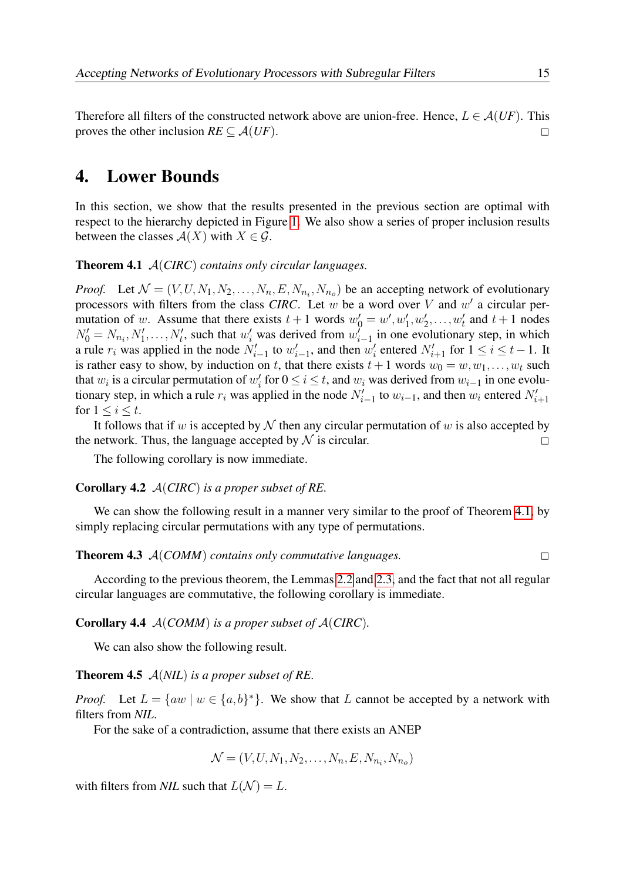Therefore all filters of the constructed network above are union-free. Hence, $L \in \mathcal{A}(UF)$. This proves the other inclusion $RE \subseteq \mathcal{A}(UF)$. □

## 4. Lower Bounds

In this section, we show that the results presented in the previous section are optimal with respect to the hierarchy depicted in Figure 1. We also show a series of proper inclusion results between the classes $\mathcal{A}(X)$ with $X \in \mathcal{G}$.

**Theorem 4.1** *$\mathcal{A}(CIRC)$ contains only circular languages.*

*Proof.* Let $\mathcal{N} = (V, U, N_1, N_2, \ldots, N_n, E, N_{n_i}, N_{n_o})$ be an accepting network of evolutionary processors with filters from the class *CIRC*. Let $w$ be a word over $V$ and $w'$ a circular permutation of $w$. Assume that there exists $t+1$ words $w'_0 = w', w'_1, w'_2, \ldots, w'_t$ and $t+1$ nodes $N'_0 = N_{n_i}, N'_1, \ldots, N'_t$, such that $w'_i$ was derived from $w'_{i-1}$ in one evolutionary step, in which a rule $r_i$ was applied in the node $N'_{i-1}$ to $w'_{i-1}$, and then $w'_i$ entered $N'_{i+1}$ for $1 \leq i \leq t-1$. It is rather easy to show, by induction on $t$, that there exists $t+1$ words $w_0 = w, w_1, \ldots, w_t$ such that $w_i$ is a circular permutation of $w'_i$ for $0 \leq i \leq t$, and $w_i$ was derived from $w_{i-1}$ in one evolutionary step, in which a rule $r_i$ was applied in the node $N'_{i-1}$ to $w_{i-1}$, and then $w_i$ entered $N'_{i+1}$ for $1 \leq i \leq t$.

It follows that if $w$ is accepted by $\mathcal{N}$ then any circular permutation of $w$ is also accepted by the network. Thus, the language accepted by $\mathcal{N}$ is circular. □

The following corollary is now immediate.

**Corollary 4.2** *$\mathcal{A}(CIRC)$ is a proper subset of RE.*

We can show the following result in a manner very similar to the proof of Theorem 4.1, by simply replacing circular permutations with any type of permutations.

**Theorem 4.3** *$\mathcal{A}(COMM)$ contains only commutative languages.* □

According to the previous theorem, the Lemmas 2.2 and 2.3, and the fact that not all regular circular languages are commutative, the following corollary is immediate.

**Corollary 4.4** *$\mathcal{A}(COMM)$ is a proper subset of $\mathcal{A}(CIRC)$.*

We can also show the following result.

**Theorem 4.5** *$\mathcal{A}(NIL)$ is a proper subset of RE.*

*Proof.* Let $L = \{aw \mid w \in \{a,b\}^*\}$. We show that $L$ cannot be accepted by a network with filters from *NIL*.

For the sake of a contradiction, assume that there exists an ANEP

$$\mathcal{N} = (V, U, N_1, N_2, \ldots, N_n, E, N_{n_i}, N_{n_o})$$

with filters from *NIL* such that $L(\mathcal{N}) = L$.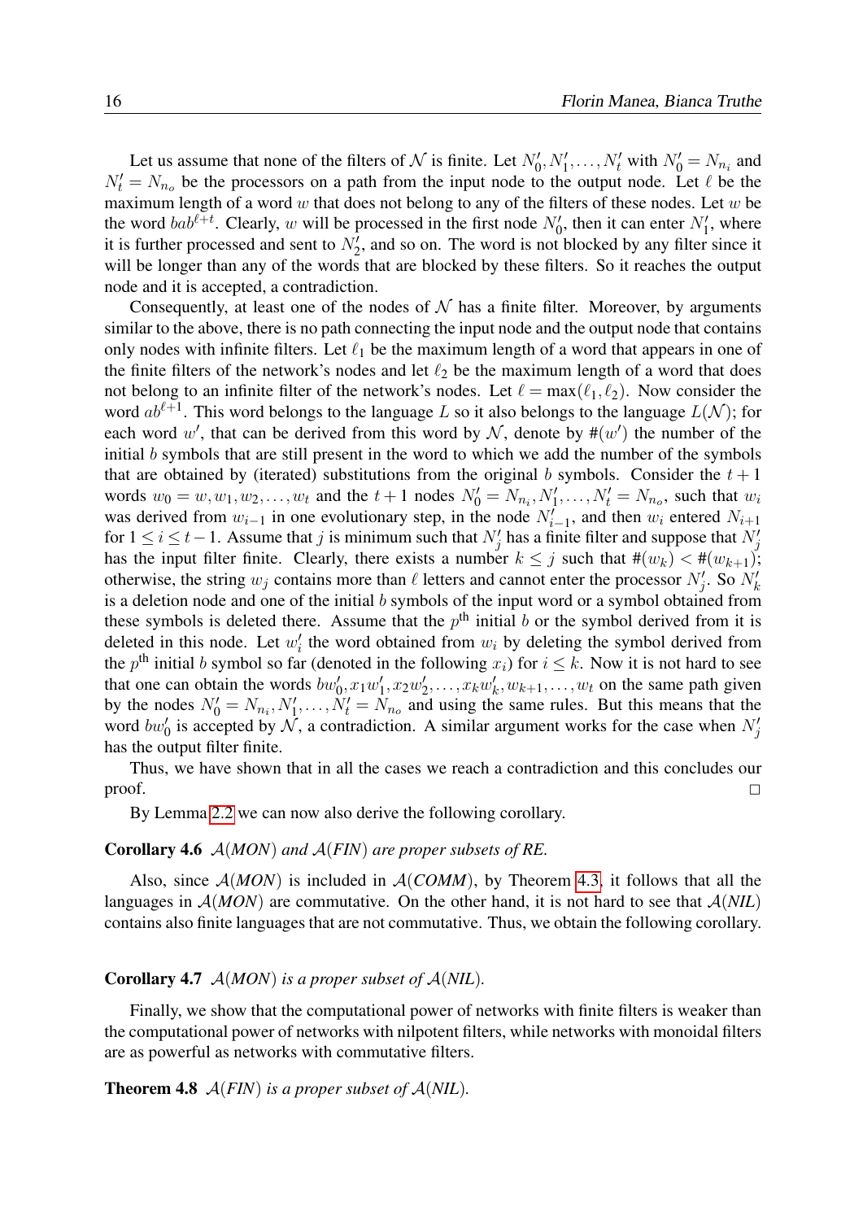Let us assume that none of the filters of $\mathcal{N}$ is finite. Let $N'_0, N'_1, \ldots, N'_t$ with $N'_0 = N_{n_i}$ and $N'_t = N_{n_o}$ be the processors on a path from the input node to the output node. Let $\ell$ be the maximum length of a word $w$ that does not belong to any of the filters of these nodes. Let $w$ be the word $bab^{\ell+t}$. Clearly, $w$ will be processed in the first node $N'_0$, then it can enter $N'_1$, where it is further processed and sent to $N'_2$, and so on. The word is not blocked by any filter since it will be longer than any of the words that are blocked by these filters. So it reaches the output node and it is accepted, a contradiction.

Consequently, at least one of the nodes of $\mathcal{N}$ has a finite filter. Moreover, by arguments similar to the above, there is no path connecting the input node and the output node that contains only nodes with infinite filters. Let $\ell_1$ be the maximum length of a word that appears in one of the finite filters of the network's nodes and let $\ell_2$ be the maximum length of a word that does not belong to an infinite filter of the network's nodes. Let $\ell = \max(\ell_1, \ell_2)$. Now consider the word $ab^{\ell+1}$. This word belongs to the language $L$ so it also belongs to the language $L(\mathcal{N})$; for each word $w'$, that can be derived from this word by $\mathcal{N}$, denote by $\#(w')$ the number of the initial $b$ symbols that are still present in the word to which we add the number of the symbols that are obtained by (iterated) substitutions from the original $b$ symbols. Consider the $t+1$ words $w_0 = w, w_1, w_2, \ldots, w_t$ and the $t+1$ nodes $N'_0 = N_{n_i}, N'_1, \ldots, N'_t = N_{n_o}$, such that $w_i$ was derived from $w_{i-1}$ in one evolutionary step, in the node $N'_{i-1}$, and then $w_i$ entered $N_{i+1}$ for $1 \leq i \leq t-1$. Assume that $j$ is minimum such that $N'_j$ has a finite filter and suppose that $N'_j$ has the input filter finite. Clearly, there exists a number $k \leq j$ such that $\#(w_k) < \#(w_{k+1})$; otherwise, the string $w_j$ contains more than $\ell$ letters and cannot enter the processor $N'_j$. So $N'_k$ is a deletion node and one of the initial $b$ symbols of the input word or a symbol obtained from these symbols is deleted there. Assume that the $p^{\text{th}}$ initial $b$ or the symbol derived from it is deleted in this node. Let $w'_i$ the word obtained from $w_i$ by deleting the symbol derived from the $p^{\text{th}}$ initial $b$ symbol so far (denoted in the following $x_i$) for $i \leq k$. Now it is not hard to see that one can obtain the words $bw'_0, x_1w'_1, x_2w'_2, \ldots, x_kw'_k, w_{k+1}, \ldots, w_t$ on the same path given by the nodes $N'_0 = N_{n_i}, N'_1, \ldots, N'_t = N_{n_o}$ and using the same rules. But this means that the word $bw'_0$ is accepted by $\mathcal{N}$, a contradiction. A similar argument works for the case when $N'_j$ has the output filter finite.

Thus, we have shown that in all the cases we reach a contradiction and this concludes our proof. □

By Lemma 2.2 we can now also derive the following corollary.

**Corollary 4.6** *$\mathcal{A}$(MON) and $\mathcal{A}$(FIN) are proper subsets of RE.*

Also, since $\mathcal{A}$(*MON*) is included in $\mathcal{A}$(*COMM*), by Theorem 4.3, it follows that all the languages in $\mathcal{A}$(*MON*) are commutative. On the other hand, it is not hard to see that $\mathcal{A}$(*NIL*) contains also finite languages that are not commutative. Thus, we obtain the following corollary.

**Corollary 4.7** *$\mathcal{A}$(MON) is a proper subset of $\mathcal{A}$(NIL).*

Finally, we show that the computational power of networks with finite filters is weaker than the computational power of networks with nilpotent filters, while networks with monoidal filters are as powerful as networks with commutative filters.

**Theorem 4.8** *$\mathcal{A}$(FIN) is a proper subset of $\mathcal{A}$(NIL).*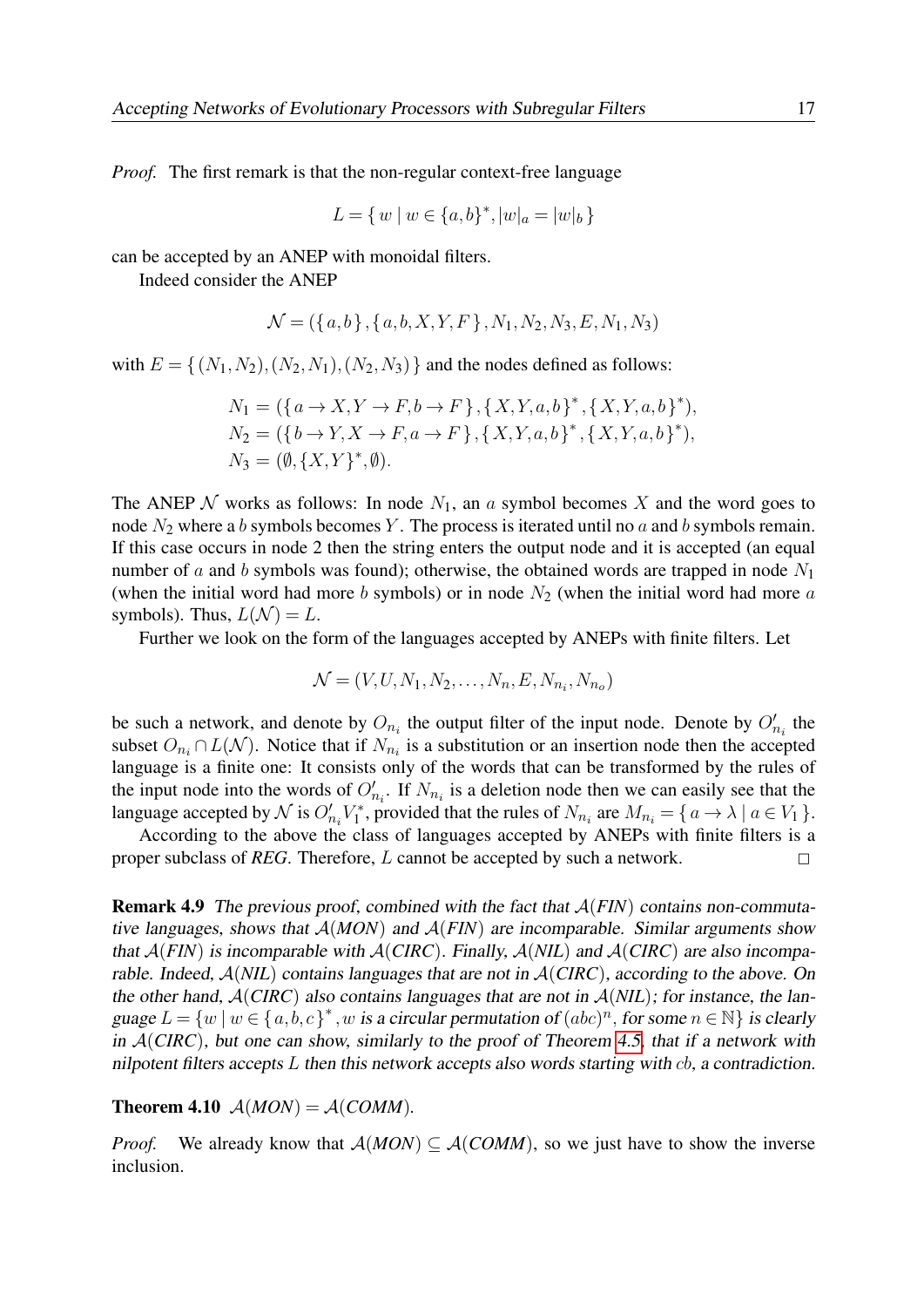*Proof.* The first remark is that the non-regular context-free language

$$L = \{ w \mid w \in \{a,b\}^*, |w|_a = |w|_b \}$$

can be accepted by an ANEP with monoidal filters.

Indeed consider the ANEP

$$\mathcal{N} = (\{a,b\}, \{a,b,X,Y,F\}, N_1, N_2, N_3, E, N_1, N_3)$$

with $E = \{(N_1,N_2),(N_2,N_1),(N_2,N_3)\}$ and the nodes defined as follows:

$$\begin{aligned}
N_1 &= (\{a \to X, Y \to F, b \to F\}, \{X,Y,a,b\}^*, \{X,Y,a,b\}^*),\\
N_2 &= (\{b \to Y, X \to F, a \to F\}, \{X,Y,a,b\}^*, \{X,Y,a,b\}^*),\\
N_3 &= (\emptyset, \{X,Y\}^*, \emptyset).
\end{aligned}$$

The ANEP $\mathcal{N}$ works as follows: In node $N_1$, an $a$ symbol becomes $X$ and the word goes to node $N_2$ where a $b$ symbols becomes $Y$. The process is iterated until no $a$ and $b$ symbols remain. If this case occurs in node 2 then the string enters the output node and it is accepted (an equal number of $a$ and $b$ symbols was found); otherwise, the obtained words are trapped in node $N_1$ (when the initial word had more $b$ symbols) or in node $N_2$ (when the initial word had more $a$ symbols). Thus, $L(\mathcal{N}) = L$.

Further we look on the form of the languages accepted by ANEPs with finite filters. Let

$$\mathcal{N} = (V, U, N_1, N_2, \ldots, N_n, E, N_{n_i}, N_{n_o})$$

be such a network, and denote by $O_{n_i}$ the output filter of the input node. Denote by $O'_{n_i}$ the subset $O_{n_i} \cap L(\mathcal{N})$. Notice that if $N_{n_i}$ is a substitution or an insertion node then the accepted language is a finite one: It consists only of the words that can be transformed by the rules of the input node into the words of $O'_{n_i}$. If $N_{n_i}$ is a deletion node then we can easily see that the language accepted by $\mathcal{N}$ is $O'_{n_i} V_1^*$, provided that the rules of $N_{n_i}$ are $M_{n_i} = \{ a \to \lambda \mid a \in V_1 \}$.

According to the above the class of languages accepted by ANEPs with finite filters is a proper subclass of *REG*. Therefore, $L$ cannot be accepted by such a network. □

**Remark 4.9** *The previous proof, combined with the fact that $\mathcal{A}(FIN)$ contains non-commutative languages, shows that $\mathcal{A}(MON)$ and $\mathcal{A}(FIN)$ are incomparable. Similar arguments show that $\mathcal{A}(FIN)$ is incomparable with $\mathcal{A}(CIRC)$. Finally, $\mathcal{A}(NIL)$ and $\mathcal{A}(CIRC)$ are also incomparable. Indeed, $\mathcal{A}(NIL)$ contains languages that are not in $\mathcal{A}(CIRC)$, according to the above. On the other hand, $\mathcal{A}(CIRC)$ also contains languages that are not in $\mathcal{A}(NIL)$; for instance, the language $L = \{w \mid w \in \{a,b,c\}^*, w$ is a circular permutation of $(abc)^n$, for some $n \in \mathbb{N}\}$ is clearly in $\mathcal{A}(CIRC)$, but one can show, similarly to the proof of Theorem 4.5, that if a network with nilpotent filters accepts $L$ then this network accepts also words starting with $cb$, a contradiction.*

**Theorem 4.10** $\mathcal{A}(MON) = \mathcal{A}(COMM)$.

*Proof.* We already know that $\mathcal{A}(MON) \subseteq \mathcal{A}(COMM)$, so we just have to show the inverse inclusion.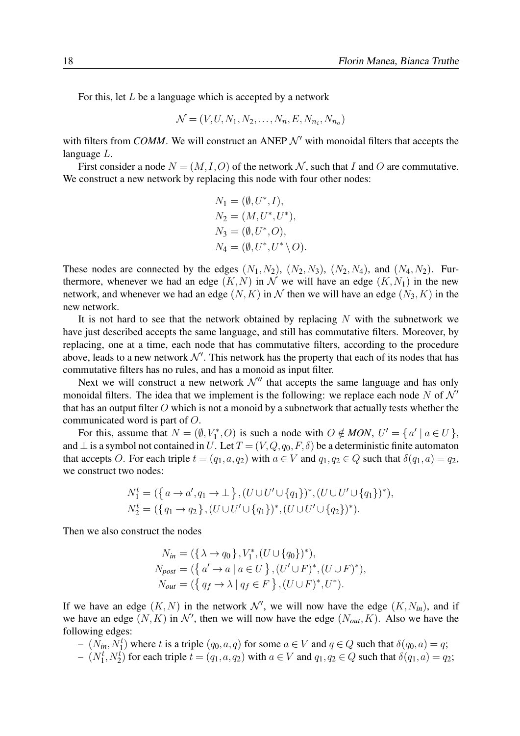For this, let $L$ be a language which is accepted by a network

$$\mathcal{N} = (V, U, N_1, N_2, \ldots, N_n, E, N_{n_i}, N_{n_o})$$

with filters from *COMM*. We will construct an ANEP $\mathcal{N}'$ with monoidal filters that accepts the language $L$.

First consider a node $N = (M, I, O)$ of the network $\mathcal{N}$, such that $I$ and $O$ are commutative. We construct a new network by replacing this node with four other nodes:

$$\begin{aligned}
N_1 &= (\emptyset, U^*, I), \\
N_2 &= (M, U^*, U^*), \\
N_3 &= (\emptyset, U^*, O), \\
N_4 &= (\emptyset, U^*, U^* \setminus O).
\end{aligned}$$

These nodes are connected by the edges $(N_1, N_2)$, $(N_2, N_3)$, $(N_2, N_4)$, and $(N_4, N_2)$. Furthermore, whenever we had an edge $(K, N)$ in $\mathcal{N}$ we will have an edge $(K, N_1)$ in the new network, and whenever we had an edge $(N, K)$ in $\mathcal{N}$ then we will have an edge $(N_3, K)$ in the new network.

It is not hard to see that the network obtained by replacing $N$ with the subnetwork we have just described accepts the same language, and still has commutative filters. Moreover, by replacing, one at a time, each node that has commutative filters, according to the procedure above, leads to a new network $\mathcal{N}'$. This network has the property that each of its nodes that has commutative filters has no rules, and has a monoid as input filter.

Next we will construct a new network $\mathcal{N}''$ that accepts the same language and has only monoidal filters. The idea that we implement is the following: we replace each node $N$ of $\mathcal{N}'$ that has an output filter $O$ which is not a monoid by a subnetwork that actually tests whether the communicated word is part of $O$.

For this, assume that $N = (\emptyset, V_1^*, O)$ is such a node with $O \notin$ *MON*, $U' = \{\, a' \mid a \in U \,\}$, and $\perp$ is a symbol not contained in $U$. Let $T = (V, Q, q_0, F, \delta)$ be a deterministic finite automaton that accepts $O$. For each triple $t = (q_1, a, q_2)$ with $a \in V$ and $q_1, q_2 \in Q$ such that $\delta(q_1, a) = q_2$, we construct two nodes:

$$\begin{aligned}
N_1^t &= (\{\, a \to a', q_1 \to \perp \,\}, (U \cup U' \cup \{q_1\})^*, (U \cup U' \cup \{q_1\})^*), \\
N_2^t &= (\{\, q_1 \to q_2 \,\}, (U \cup U' \cup \{q_1\})^*, (U \cup U' \cup \{q_2\})^*).
\end{aligned}$$

Then we also construct the nodes

$$\begin{aligned}
N_{in} &= (\{\, \lambda \to q_0 \,\}, V_1^*, (U \cup \{q_0\})^*), \\
N_{post} &= (\{\, a' \to a \mid a \in U \,\}, (U' \cup F)^*, (U \cup F)^*), \\
N_{out} &= (\{\, q_f \to \lambda \mid q_f \in F \,\}, (U \cup F)^*, U^*).
\end{aligned}$$

If we have an edge $(K, N)$ in the network $\mathcal{N}'$, we will now have the edge $(K, N_{in})$, and if we have an edge $(N, K)$ in $\mathcal{N}'$, then we will now have the edge $(N_{out}, K)$. Also we have the following edges:

- $(N_{in}, N_1^t)$ where $t$ is a triple $(q_0, a, q)$ for some $a \in V$ and $q \in Q$ such that $\delta(q_0, a) = q$;
- $(N_1^t, N_2^t)$ for each triple $t = (q_1, a, q_2)$ with $a \in V$ and $q_1, q_2 \in Q$ such that $\delta(q_1, a) = q_2$;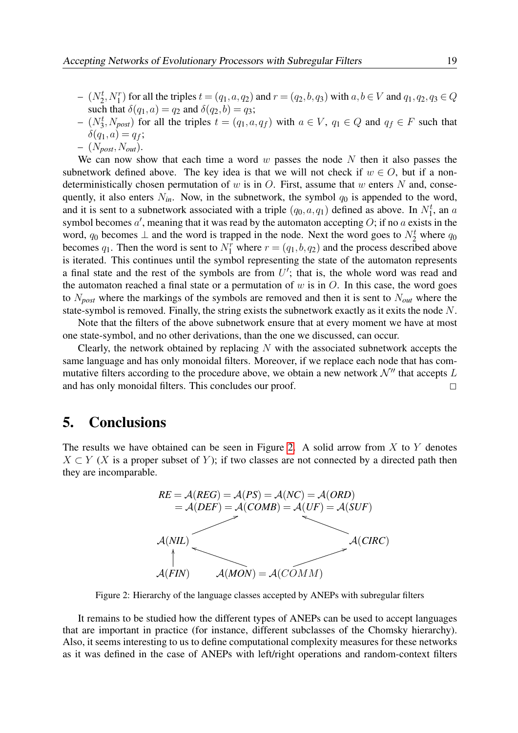– $(N_2^t, N_1^r)$ for all the triples $t = (q_1, a, q_2)$ and $r = (q_2, b, q_3)$ with $a, b \in V$ and $q_1, q_2, q_3 \in Q$ such that $\delta(q_1, a) = q_2$ and $\delta(q_2, b) = q_3$;
– $(N_3^t, N_{post})$ for all the triples $t = (q_1, a, q_f)$ with $a \in V$, $q_1 \in Q$ and $q_f \in F$ such that $\delta(q_1, a) = q_f$;
– $(N_{post}, N_{out})$.

We can now show that each time a word $w$ passes the node $N$ then it also passes the subnetwork defined above. The key idea is that we will not check if $w \in O$, but if a non-deterministically chosen permutation of $w$ is in $O$. First, assume that $w$ enters $N$ and, consequently, it also enters $N_{in}$. Now, in the subnetwork, the symbol $q_0$ is appended to the word, and it is sent to a subnetwork associated with a triple $(q_0, a, q_1)$ defined as above. In $N_1^t$, an $a$ symbol becomes $a'$, meaning that it was read by the automaton accepting $O$; if no $a$ exists in the word, $q_0$ becomes $\perp$ and the word is trapped in the node. Next the word goes to $N_2^t$ where $q_0$ becomes $q_1$. Then the word is sent to $N_1^r$ where $r = (q_1, b, q_2)$ and the process described above is iterated. This continues until the symbol representing the state of the automaton represents a final state and the rest of the symbols are from $U'$; that is, the whole word was read and the automaton reached a final state or a permutation of $w$ is in $O$. In this case, the word goes to $N_{post}$ where the markings of the symbols are removed and then it is sent to $N_{out}$ where the state-symbol is removed. Finally, the string exists the subnetwork exactly as it exits the node $N$.

Note that the filters of the above subnetwork ensure that at every moment we have at most one state-symbol, and no other derivations, than the one we discussed, can occur.

Clearly, the network obtained by replacing $N$ with the associated subnetwork accepts the same language and has only monoidal filters. Moreover, if we replace each node that has commutative filters according to the procedure above, we obtain a new network $\mathcal{N}''$ that accepts $L$ and has only monoidal filters. This concludes our proof. □

## 5. Conclusions

The results we have obtained can be seen in Figure 2. A solid arrow from $X$ to $Y$ denotes $X \subset Y$ ($X$ is a proper subset of $Y$); if two classes are not connected by a directed path then they are incomparable.

$$RE = \mathcal{A}(REG) = \mathcal{A}(PS) = \mathcal{A}(NC) = \mathcal{A}(ORD)$$
$$= \mathcal{A}(DEF) = \mathcal{A}(COMB) = \mathcal{A}(UF) = \mathcal{A}(SUF)$$

$\mathcal{A}(NIL) \rightarrow RE$; $\mathcal{A}(CIRC) \rightarrow RE$; $\mathcal{A}(FIN) \rightarrow \mathcal{A}(NIL)$; $\mathcal{A}(MON) = \mathcal{A}(COMM) \rightarrow \mathcal{A}(NIL)$; $\mathcal{A}(MON) = \mathcal{A}(COMM) \rightarrow \mathcal{A}(CIRC)$

Figure 2: Hierarchy of the language classes accepted by ANEPs with subregular filters

It remains to be studied how the different types of ANEPs can be used to accept languages that are important in practice (for instance, different subclasses of the Chomsky hierarchy). Also, it seems interesting to us to define computational complexity measures for these networks as it was defined in the case of ANEPs with left/right operations and random-context filters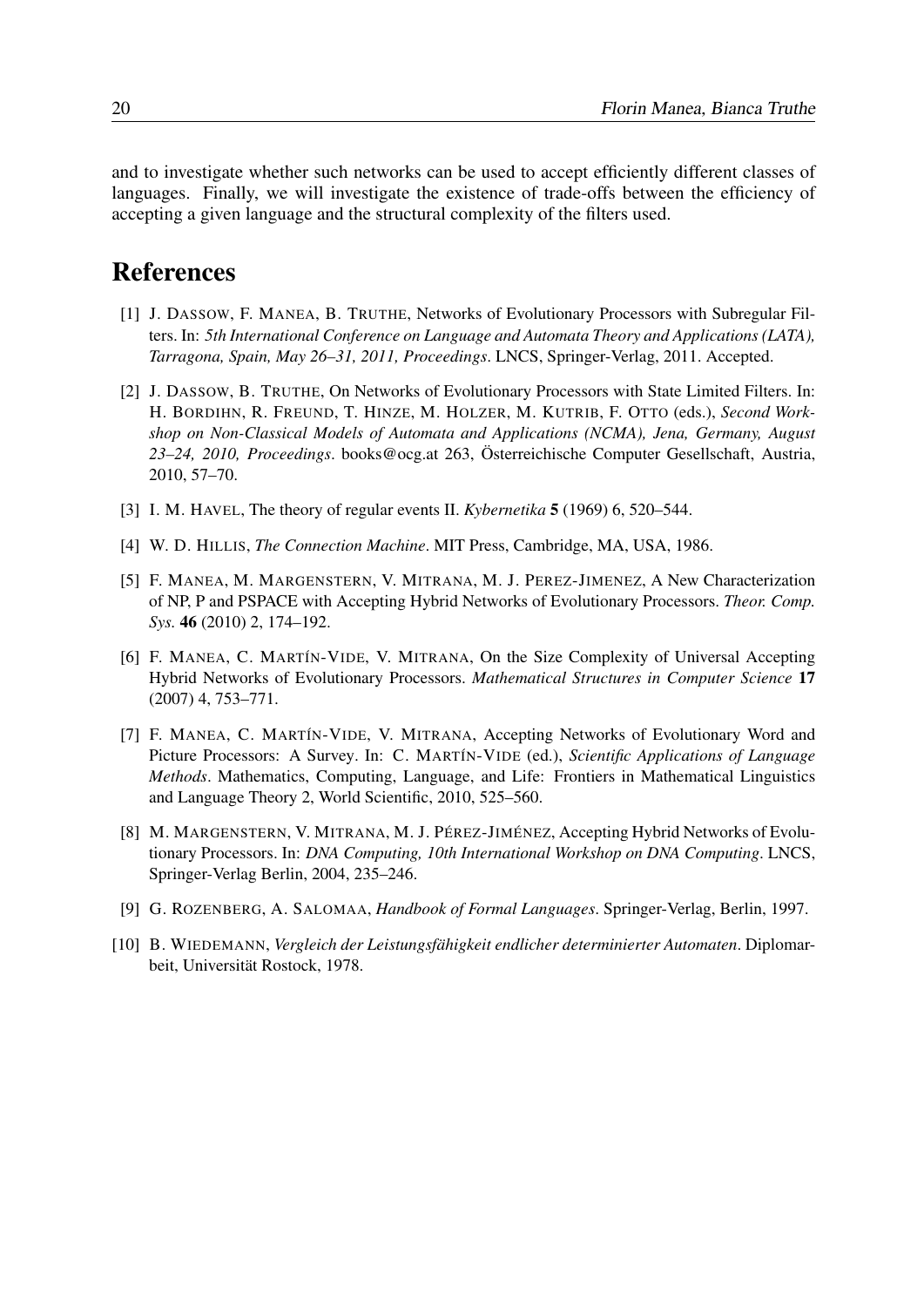and to investigate whether such networks can be used to accept efficiently different classes of languages. Finally, we will investigate the existence of trade-offs between the efficiency of accepting a given language and the structural complexity of the filters used.

# References

[1] J. DASSOW, F. MANEA, B. TRUTHE, Networks of Evolutionary Processors with Subregular Filters. In: *5th International Conference on Language and Automata Theory and Applications (LATA), Tarragona, Spain, May 26–31, 2011, Proceedings*. LNCS, Springer-Verlag, 2011. Accepted.

[2] J. DASSOW, B. TRUTHE, On Networks of Evolutionary Processors with State Limited Filters. In: H. BORDIHN, R. FREUND, T. HINZE, M. HOLZER, M. KUTRIB, F. OTTO (eds.), *Second Workshop on Non-Classical Models of Automata and Applications (NCMA), Jena, Germany, August 23–24, 2010, Proceedings*. books@ocg.at 263, Österreichische Computer Gesellschaft, Austria, 2010, 57–70.

[3] I. M. HAVEL, The theory of regular events II. *Kybernetika* **5** (1969) 6, 520–544.

[4] W. D. HILLIS, *The Connection Machine*. MIT Press, Cambridge, MA, USA, 1986.

[5] F. MANEA, M. MARGENSTERN, V. MITRANA, M. J. PEREZ-JIMENEZ, A New Characterization of NP, P and PSPACE with Accepting Hybrid Networks of Evolutionary Processors. *Theor. Comp. Sys.* **46** (2010) 2, 174–192.

[6] F. MANEA, C. MARTÍN-VIDE, V. MITRANA, On the Size Complexity of Universal Accepting Hybrid Networks of Evolutionary Processors. *Mathematical Structures in Computer Science* **17** (2007) 4, 753–771.

[7] F. MANEA, C. MARTÍN-VIDE, V. MITRANA, Accepting Networks of Evolutionary Word and Picture Processors: A Survey. In: C. MARTÍN-VIDE (ed.), *Scientific Applications of Language Methods*. Mathematics, Computing, Language, and Life: Frontiers in Mathematical Linguistics and Language Theory 2, World Scientific, 2010, 525–560.

[8] M. MARGENSTERN, V. MITRANA, M. J. PÉREZ-JIMÉNEZ, Accepting Hybrid Networks of Evolutionary Processors. In: *DNA Computing, 10th International Workshop on DNA Computing*. LNCS, Springer-Verlag Berlin, 2004, 235–246.

[9] G. ROZENBERG, A. SALOMAA, *Handbook of Formal Languages*. Springer-Verlag, Berlin, 1997.

[10] B. WIEDEMANN, *Vergleich der Leistungsfähigkeit endlicher determinierter Automaten*. Diplomarbeit, Universität Rostock, 1978.